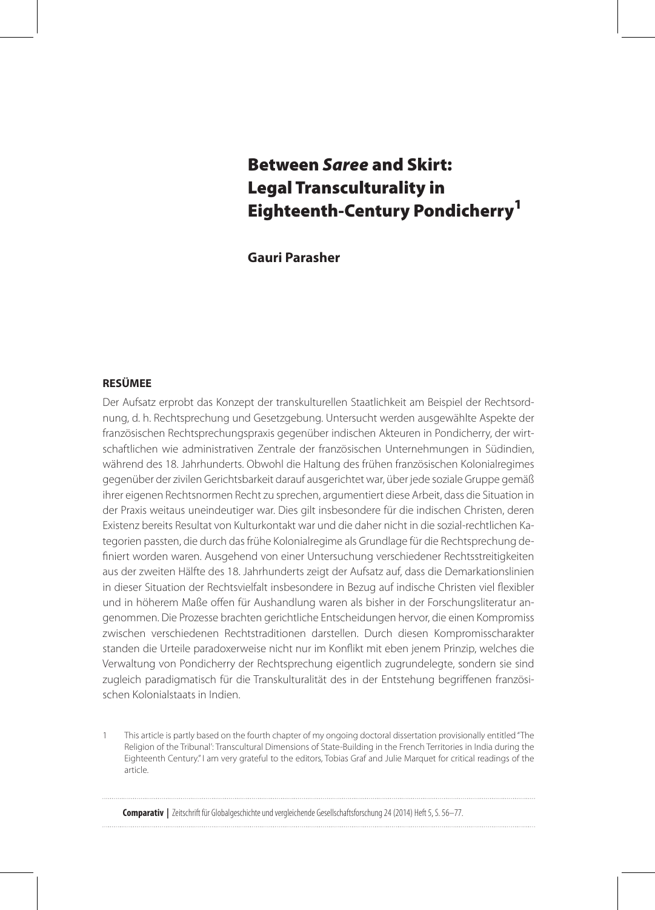# Between *Saree* and Skirt: Legal Transculturality in Eighteenth-Century Pondicherry[1]

**Gauri Parasher**

## RESÜMEE

Der Aufsatz erprobt das Konzept der transkulturellen Staatlichkeit am Beispiel der Rechtsordnung, d. h. Rechtsprechung und Gesetzgebung. Untersucht werden ausgewählte Aspekte der französischen Rechtsprechungspraxis gegenüber indischen Akteuren in Pondicherry, der wirtschaftlichen wie administrativen Zentrale der französischen Unternehmungen in Südindien, während des 18. Jahrhunderts. Obwohl die Haltung des frühen französischen Kolonialregimes gegenüber der zivilen Gerichtsbarkeit darauf ausgerichtet war, über jede soziale Gruppe gemäß ihrer eigenen Rechtsnormen Recht zu sprechen, argumentiert diese Arbeit, dass die Situation in der Praxis weitaus uneindeutiger war. Dies gilt insbesondere für die indischen Christen, deren Existenz bereits Resultat von Kulturkontakt war und die daher nicht in die sozial-rechtlichen Kategorien passten, die durch das frühe Kolonialregime als Grundlage für die Rechtsprechung definiert worden waren. Ausgehend von einer Untersuchung verschiedener Rechtsstreitigkeiten aus der zweiten Hälfte des 18. Jahrhunderts zeigt der Aufsatz auf, dass die Demarkationslinien in dieser Situation der Rechtsvielfalt insbesondere in Bezug auf indische Christen viel flexibler und in höherem Maße offen für Aushandlung waren als bisher in der Forschungsliteratur angenommen. Die Prozesse brachten gerichtliche Entscheidungen hervor, die einen Kompromiss zwischen verschiedenen Rechtstraditionen darstellen. Durch diesen Kompromisscharakter standen die Urteile paradoxerweise nicht nur im Konflikt mit eben jenem Prinzip, welches die Verwaltung von Pondicherry der Rechtsprechung eigentlich zugrundelegte, sondern sie sind zugleich paradigmatisch für die Transkulturalität des in der Entstehung begriffenen französischen Kolonialstaats in Indien.

[1] This article is partly based on the fourth chapter of my ongoing doctoral dissertation provisionally entitled "The Religion of the Tribunal': Transcultural Dimensions of State-Building in the French Territories in India during the Eighteenth Century." I am very grateful to the editors, Tobias Graf and Julie Marquet for critical readings of the article.

**Comparativ** | Zeitschrift für Globalgeschichte und vergleichende Gesellschaftsforschung 24 (2014) Heft 5, S. 56–77.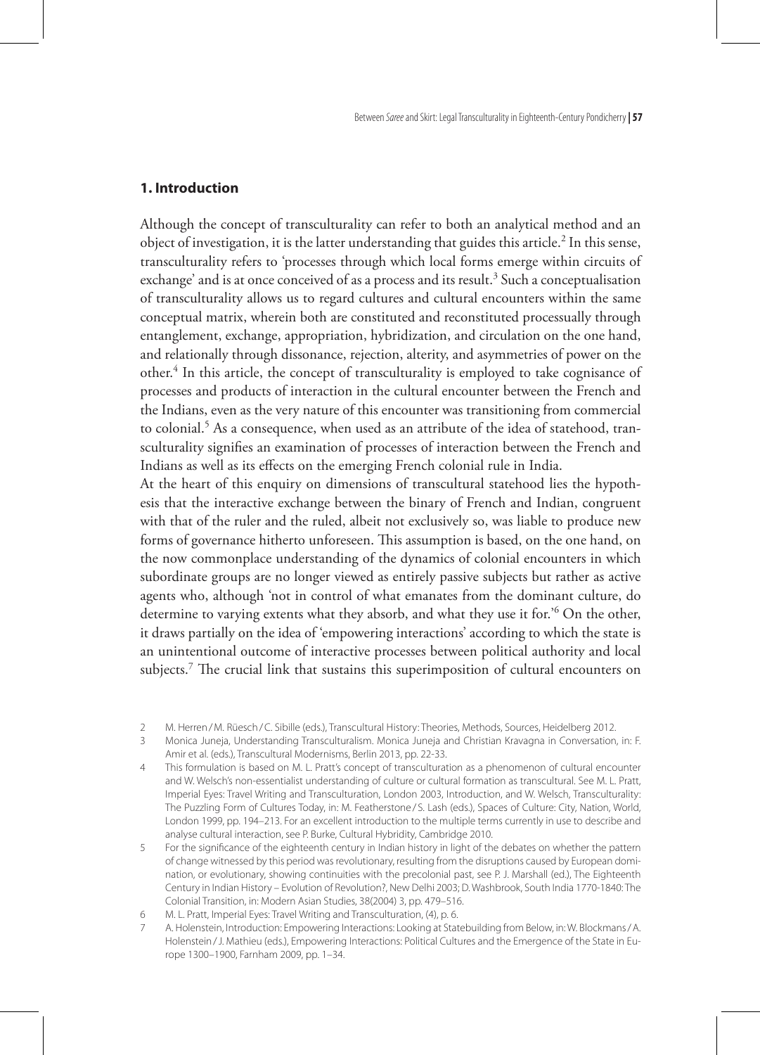## 1. Introduction

Although the concept of transculturality can refer to both an analytical method and an object of investigation, it is the latter understanding that guides this article.[2] In this sense, transculturality refers to 'processes through which local forms emerge within circuits of exchange' and is at once conceived of as a process and its result.[3] Such a conceptualisation of transculturality allows us to regard cultures and cultural encounters within the same conceptual matrix, wherein both are constituted and reconstituted processually through entanglement, exchange, appropriation, hybridization, and circulation on the one hand, and relationally through dissonance, rejection, alterity, and asymmetries of power on the other.[4] In this article, the concept of transculturality is employed to take cognisance of processes and products of interaction in the cultural encounter between the French and the Indians, even as the very nature of this encounter was transitioning from commercial to colonial.[5] As a consequence, when used as an attribute of the idea of statehood, transculturality signifies an examination of processes of interaction between the French and Indians as well as its effects on the emerging French colonial rule in India.

At the heart of this enquiry on dimensions of transcultural statehood lies the hypothesis that the interactive exchange between the binary of French and Indian, congruent with that of the ruler and the ruled, albeit not exclusively so, was liable to produce new forms of governance hitherto unforeseen. This assumption is based, on the one hand, on the now commonplace understanding of the dynamics of colonial encounters in which subordinate groups are no longer viewed as entirely passive subjects but rather as active agents who, although 'not in control of what emanates from the dominant culture, do determine to varying extents what they absorb, and what they use it for.'[6] On the other, it draws partially on the idea of 'empowering interactions' according to which the state is an unintentional outcome of interactive processes between political authority and local subjects.[7] The crucial link that sustains this superimposition of cultural encounters on

2 M. Herren / M. Rüesch / C. Sibille (eds.), Transcultural History: Theories, Methods, Sources, Heidelberg 2012.

3 Monica Juneja, Understanding Transculturalism. Monica Juneja and Christian Kravagna in Conversation, in: F. Amir et al. (eds.), Transcultural Modernisms, Berlin 2013, pp. 22-33.

4 This formulation is based on M. L. Pratt's concept of transculturation as a phenomenon of cultural encounter and W. Welsch's non-essentialist understanding of culture or cultural formation as transcultural. See M. L. Pratt, Imperial Eyes: Travel Writing and Transculturation, London 2003, Introduction, and W. Welsch, Transculturality: The Puzzling Form of Cultures Today, in: M. Featherstone / S. Lash (eds.), Spaces of Culture: City, Nation, World, London 1999, pp. 194–213. For an excellent introduction to the multiple terms currently in use to describe and analyse cultural interaction, see P. Burke, Cultural Hybridity, Cambridge 2010.

5 For the significance of the eighteenth century in Indian history in light of the debates on whether the pattern of change witnessed by this period was revolutionary, resulting from the disruptions caused by European domination, or evolutionary, showing continuities with the precolonial past, see P. J. Marshall (ed.), The Eighteenth Century in Indian History – Evolution of Revolution?, New Delhi 2003; D. Washbrook, South India 1770-1840: The Colonial Transition, in: Modern Asian Studies, 38(2004) 3, pp. 479–516.

6 M. L. Pratt, Imperial Eyes: Travel Writing and Transculturation, (4), p. 6.

7 A. Holenstein, Introduction: Empowering Interactions: Looking at Statebuilding from Below, in: W. Blockmans / A. Holenstein / J. Mathieu (eds.), Empowering Interactions: Political Cultures and the Emergence of the State in Europe 1300–1900, Farnham 2009, pp. 1–34.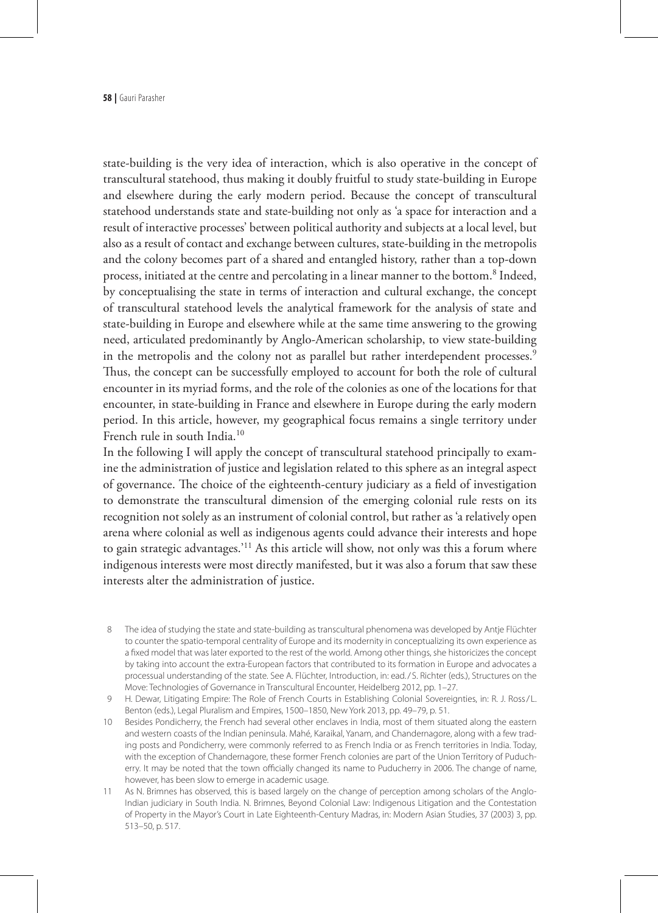state-building is the very idea of interaction, which is also operative in the concept of transcultural statehood, thus making it doubly fruitful to study state-building in Europe and elsewhere during the early modern period. Because the concept of transcultural statehood understands state and state-building not only as 'a space for interaction and a result of interactive processes' between political authority and subjects at a local level, but also as a result of contact and exchange between cultures, state-building in the metropolis and the colony becomes part of a shared and entangled history, rather than a top-down process, initiated at the centre and percolating in a linear manner to the bottom.[8] Indeed, by conceptualising the state in terms of interaction and cultural exchange, the concept of transcultural statehood levels the analytical framework for the analysis of state and state-building in Europe and elsewhere while at the same time answering to the growing need, articulated predominantly by Anglo-American scholarship, to view state-building in the metropolis and the colony not as parallel but rather interdependent processes.[9] Thus, the concept can be successfully employed to account for both the role of cultural encounter in its myriad forms, and the role of the colonies as one of the locations for that encounter, in state-building in France and elsewhere in Europe during the early modern period. In this article, however, my geographical focus remains a single territory under French rule in south India.[10]

In the following I will apply the concept of transcultural statehood principally to examine the administration of justice and legislation related to this sphere as an integral aspect of governance. The choice of the eighteenth-century judiciary as a field of investigation to demonstrate the transcultural dimension of the emerging colonial rule rests on its recognition not solely as an instrument of colonial control, but rather as 'a relatively open arena where colonial as well as indigenous agents could advance their interests and hope to gain strategic advantages.'[11] As this article will show, not only was this a forum where indigenous interests were most directly manifested, but it was also a forum that saw these interests alter the administration of justice.

8 The idea of studying the state and state-building as transcultural phenomena was developed by Antje Flüchter to counter the spatio-temporal centrality of Europe and its modernity in conceptualizing its own experience as a fixed model that was later exported to the rest of the world. Among other things, she historicizes the concept by taking into account the extra-European factors that contributed to its formation in Europe and advocates a processual understanding of the state. See A. Flüchter, Introduction, in: ead./S. Richter (eds.), Structures on the Move: Technologies of Governance in Transcultural Encounter, Heidelberg 2012, pp. 1–27.

9 H. Dewar, Litigating Empire: The Role of French Courts in Establishing Colonial Sovereignties, in: R. J. Ross/L. Benton (eds.), Legal Pluralism and Empires, 1500–1850, New York 2013, pp. 49–79, p. 51.

10 Besides Pondicherry, the French had several other enclaves in India, most of them situated along the eastern and western coasts of the Indian peninsula. Mahé, Karaikal, Yanam, and Chandernagore, along with a few trading posts and Pondicherry, were commonly referred to as French India or as French territories in India. Today, with the exception of Chandernagore, these former French colonies are part of the Union Territory of Puducherry. It may be noted that the town officially changed its name to Puducherry in 2006. The change of name, however, has been slow to emerge in academic usage.

11 As N. Brimnes has observed, this is based largely on the change of perception among scholars of the Anglo-Indian judiciary in South India. N. Brimnes, Beyond Colonial Law: Indigenous Litigation and the Contestation of Property in the Mayor's Court in Late Eighteenth-Century Madras, in: Modern Asian Studies, 37 (2003) 3, pp. 513–50, p. 517.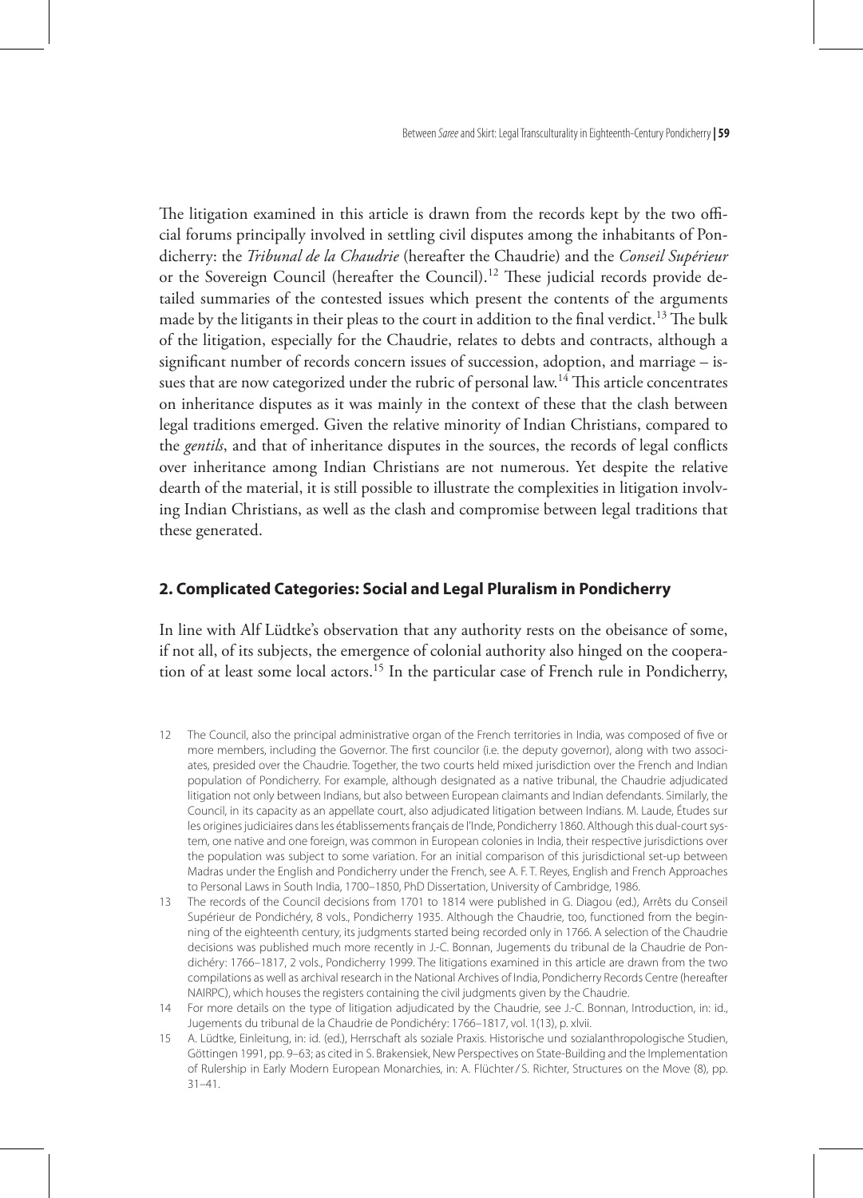The litigation examined in this article is drawn from the records kept by the two official forums principally involved in settling civil disputes among the inhabitants of Pondicherry: the *Tribunal de la Chaudrie* (hereafter the Chaudrie) and the *Conseil Supérieur* or the Sovereign Council (hereafter the Council).[12] These judicial records provide detailed summaries of the contested issues which present the contents of the arguments made by the litigants in their pleas to the court in addition to the final verdict.[13] The bulk of the litigation, especially for the Chaudrie, relates to debts and contracts, although a significant number of records concern issues of succession, adoption, and marriage – issues that are now categorized under the rubric of personal law.[14] This article concentrates on inheritance disputes as it was mainly in the context of these that the clash between legal traditions emerged. Given the relative minority of Indian Christians, compared to the *gentils*, and that of inheritance disputes in the sources, the records of legal conflicts over inheritance among Indian Christians are not numerous. Yet despite the relative dearth of the material, it is still possible to illustrate the complexities in litigation involving Indian Christians, as well as the clash and compromise between legal traditions that these generated.

## 2. Complicated Categories: Social and Legal Pluralism in Pondicherry

In line with Alf Lüdtke's observation that any authority rests on the obeisance of some, if not all, of its subjects, the emergence of colonial authority also hinged on the cooperation of at least some local actors.[15] In the particular case of French rule in Pondicherry,

12 The Council, also the principal administrative organ of the French territories in India, was composed of five or more members, including the Governor. The first councilor (i.e. the deputy governor), along with two associates, presided over the Chaudrie. Together, the two courts held mixed jurisdiction over the French and Indian population of Pondicherry. For example, although designated as a native tribunal, the Chaudrie adjudicated litigation not only between Indians, but also between European claimants and Indian defendants. Similarly, the Council, in its capacity as an appellate court, also adjudicated litigation between Indians. M. Laude, Études sur les origines judiciaires dans les établissements français de l'Inde, Pondicherry 1860. Although this dual-court system, one native and one foreign, was common in European colonies in India, their respective jurisdictions over the population was subject to some variation. For an initial comparison of this jurisdictional set-up between Madras under the English and Pondicherry under the French, see A. F. T. Reyes, English and French Approaches to Personal Laws in South India, 1700–1850, PhD Dissertation, University of Cambridge, 1986.

13 The records of the Council decisions from 1701 to 1814 were published in G. Diagou (ed.), Arrêts du Conseil Supérieur de Pondichéry, 8 vols., Pondicherry 1935. Although the Chaudrie, too, functioned from the beginning of the eighteenth century, its judgments started being recorded only in 1766. A selection of the Chaudrie decisions was published much more recently in J.-C. Bonnan, Jugements du tribunal de la Chaudrie de Pondichéry: 1766–1817, 2 vols., Pondicherry 1999. The litigations examined in this article are drawn from the two compilations as well as archival research in the National Archives of India, Pondicherry Records Centre (hereafter NAIRPC), which houses the registers containing the civil judgments given by the Chaudrie.

14 For more details on the type of litigation adjudicated by the Chaudrie, see J.-C. Bonnan, Introduction, in: id., Jugements du tribunal de la Chaudrie de Pondichéry: 1766–1817, vol. 1(13), p. xlvii.

15 A. Lüdtke, Einleitung, in: id. (ed.), Herrschaft als soziale Praxis. Historische und sozialanthropologische Studien, Göttingen 1991, pp. 9–63; as cited in S. Brakensiek, New Perspectives on State-Building and the Implementation of Rulership in Early Modern European Monarchies, in: A. Flüchter / S. Richter, Structures on the Move (8), pp. 31–41.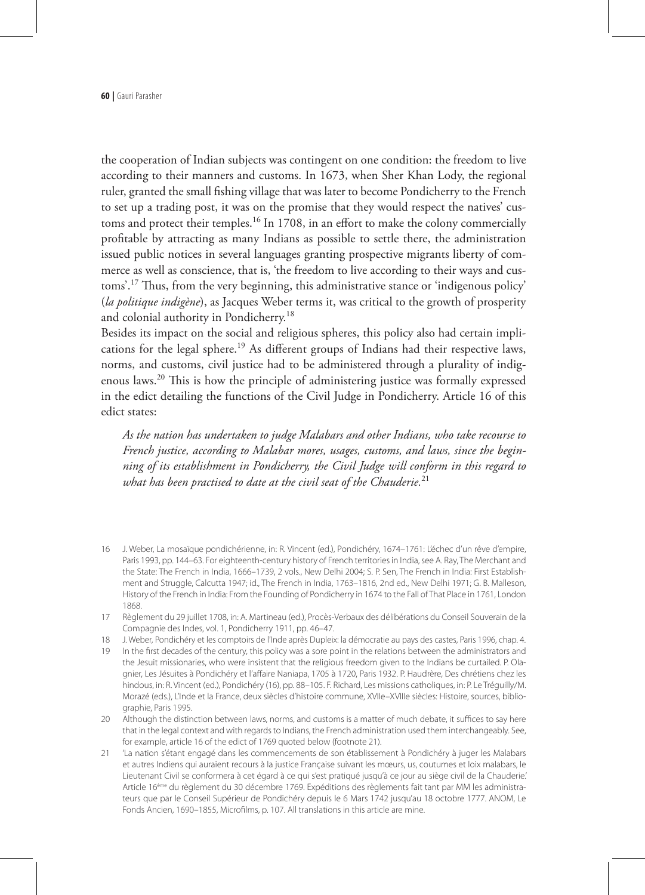the cooperation of Indian subjects was contingent on one condition: the freedom to live according to their manners and customs. In 1673, when Sher Khan Lody, the regional ruler, granted the small fishing village that was later to become Pondicherry to the French to set up a trading post, it was on the promise that they would respect the natives' customs and protect their temples.[16] In 1708, in an effort to make the colony commercially profitable by attracting as many Indians as possible to settle there, the administration issued public notices in several languages granting prospective migrants liberty of commerce as well as conscience, that is, 'the freedom to live according to their ways and customs'.[17] Thus, from the very beginning, this administrative stance or 'indigenous policy' (*la politique indigène*), as Jacques Weber terms it, was critical to the growth of prosperity and colonial authority in Pondicherry.[18]

Besides its impact on the social and religious spheres, this policy also had certain implications for the legal sphere.[19] As different groups of Indians had their respective laws, norms, and customs, civil justice had to be administered through a plurality of indigenous laws.[20] This is how the principle of administering justice was formally expressed in the edict detailing the functions of the Civil Judge in Pondicherry. Article 16 of this edict states:

> *As the nation has undertaken to judge Malabars and other Indians, who take recourse to French justice, according to Malabar mores, usages, customs, and laws, since the beginning of its establishment in Pondicherry, the Civil Judge will conform in this regard to what has been practised to date at the civil seat of the Chauderie.*[21]

---

16 J. Weber, La mosaïque pondichérienne, in: R. Vincent (ed.), Pondichéry, 1674–1761: L'échec d'un rêve d'empire, Paris 1993, pp. 144–63. For eighteenth-century history of French territories in India, see A. Ray, The Merchant and the State: The French in India, 1666–1739, 2 vols., New Delhi 2004; S. P. Sen, The French in India: First Establishment and Struggle, Calcutta 1947; id., The French in India, 1763–1816, 2nd ed., New Delhi 1971; G. B. Malleson, History of the French in India: From the Founding of Pondicherry in 1674 to the Fall of That Place in 1761, London 1868.

17 Règlement du 29 juillet 1708, in: A. Martineau (ed.), Procès-Verbaux des délibérations du Conseil Souverain de la Compagnie des Indes, vol. 1, Pondicherry 1911, pp. 46–47.

18 J. Weber, Pondichéry et les comptoirs de l'Inde après Dupleix: la démocratie au pays des castes, Paris 1996, chap. 4.

19 In the first decades of the century, this policy was a sore point in the relations between the administrators and the Jesuit missionaries, who were insistent that the religious freedom given to the Indians be curtailed. P. Olagnier, Les Jésuites à Pondichéry et l'affaire Naniapa, 1705 à 1720, Paris 1932. P. Haudrère, Des chrétiens chez les hindous, in: R. Vincent (ed.), Pondichéry (16), pp. 88–105. F. Richard, Les missions catholiques, in: P. Le Tréguilly/M. Morazé (eds.), L'Inde et la France, deux siècles d'histoire commune, XVIIe–XVIIIe siècles: Histoire, sources, bibliographie, Paris 1995.

20 Although the distinction between laws, norms, and customs is a matter of much debate, it suffices to say here that in the legal context and with regards to Indians, the French administration used them interchangeably. See, for example, article 16 of the edict of 1769 quoted below (footnote 21).

21 'La nation s'étant engagé dans les commencements de son établissement à Pondichéry à juger les Malabars et autres Indiens qui auraient recours à la justice Française suivant les mœurs, us, coutumes et loix malabars, le Lieutenant Civil se conformera à cet égard à ce qui s'est pratiqué jusqu'à ce jour au siège civil de la Chauderie.' Article 16ème du règlement du 30 décembre 1769. Expéditions des règlements fait tant par MM les administrateurs que par le Conseil Supérieur de Pondichéry depuis le 6 Mars 1742 jusqu'au 18 octobre 1777. ANOM, Le Fonds Ancien, 1690–1855, Microfilms, p. 107. All translations in this article are mine.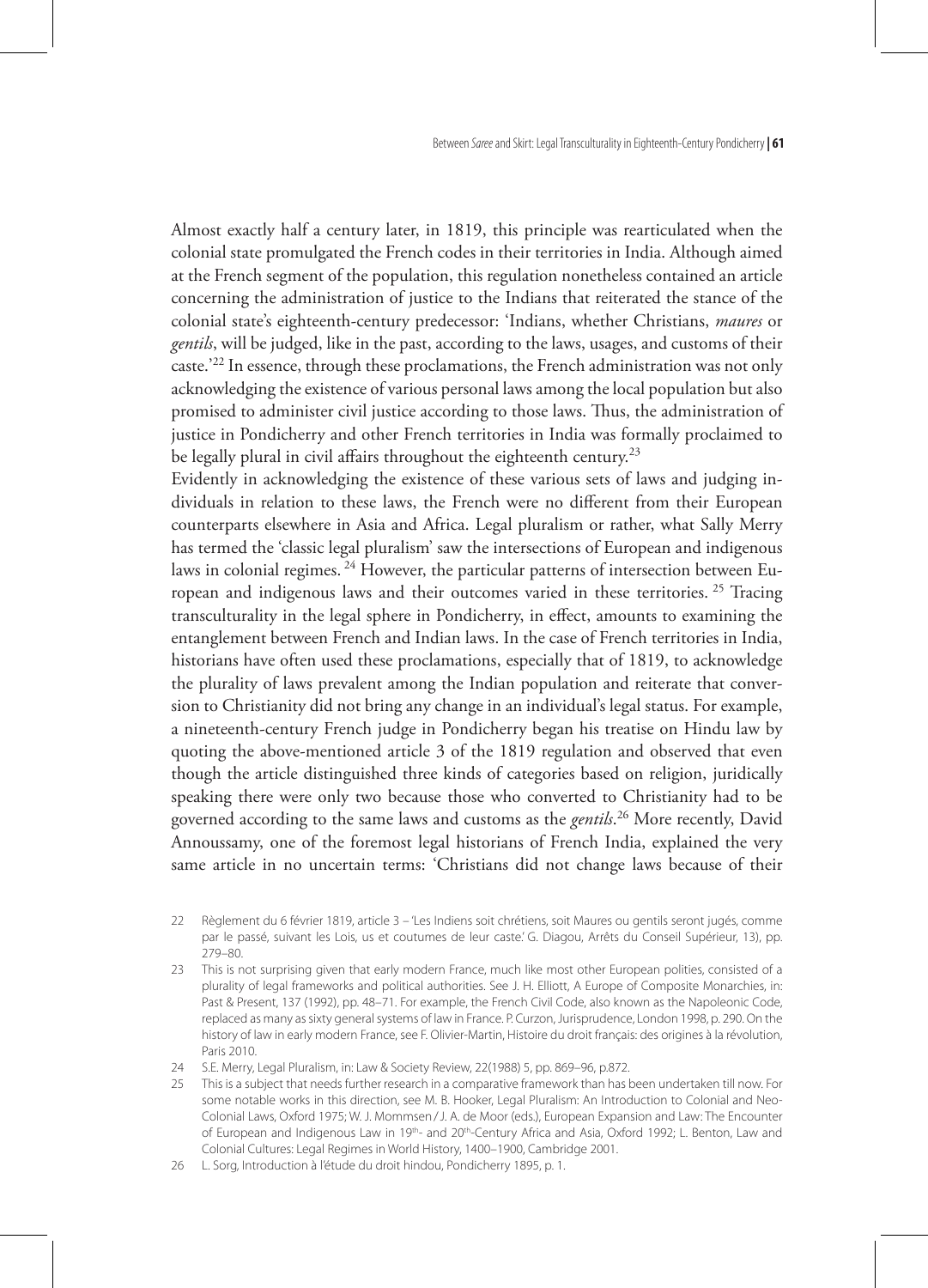Almost exactly half a century later, in 1819, this principle was rearticulated when the colonial state promulgated the French codes in their territories in India. Although aimed at the French segment of the population, this regulation nonetheless contained an article concerning the administration of justice to the Indians that reiterated the stance of the colonial state's eighteenth-century predecessor: 'Indians, whether Christians, *maures* or *gentils*, will be judged, like in the past, according to the laws, usages, and customs of their caste.'[22] In essence, through these proclamations, the French administration was not only acknowledging the existence of various personal laws among the local population but also promised to administer civil justice according to those laws. Thus, the administration of justice in Pondicherry and other French territories in India was formally proclaimed to be legally plural in civil affairs throughout the eighteenth century.[23]

Evidently in acknowledging the existence of these various sets of laws and judging individuals in relation to these laws, the French were no different from their European counterparts elsewhere in Asia and Africa. Legal pluralism or rather, what Sally Merry has termed the 'classic legal pluralism' saw the intersections of European and indigenous laws in colonial regimes.[24] However, the particular patterns of intersection between European and indigenous laws and their outcomes varied in these territories.[25] Tracing transculturality in the legal sphere in Pondicherry, in effect, amounts to examining the entanglement between French and Indian laws. In the case of French territories in India, historians have often used these proclamations, especially that of 1819, to acknowledge the plurality of laws prevalent among the Indian population and reiterate that conversion to Christianity did not bring any change in an individual's legal status. For example, a nineteenth-century French judge in Pondicherry began his treatise on Hindu law by quoting the above-mentioned article 3 of the 1819 regulation and observed that even though the article distinguished three kinds of categories based on religion, juridically speaking there were only two because those who converted to Christianity had to be governed according to the same laws and customs as the *gentils*.[26] More recently, David Annoussamy, one of the foremost legal historians of French India, explained the very same article in no uncertain terms: 'Christians did not change laws because of their

22 Règlement du 6 février 1819, article 3 – 'Les Indiens soit chrétiens, soit Maures ou gentils seront jugés, comme par le passé, suivant les Lois, us et coutumes de leur caste.' G. Diagou, Arrêts du Conseil Supérieur, 13), pp. 279–80.

23 This is not surprising given that early modern France, much like most other European polities, consisted of a plurality of legal frameworks and political authorities. See J. H. Elliott, A Europe of Composite Monarchies, in: Past & Present, 137 (1992), pp. 48–71. For example, the French Civil Code, also known as the Napoleonic Code, replaced as many as sixty general systems of law in France. P. Curzon, Jurisprudence, London 1998, p. 290. On the history of law in early modern France, see F. Olivier-Martin, Histoire du droit français: des origines à la révolution, Paris 2010.

24 S.E. Merry, Legal Pluralism, in: Law & Society Review, 22(1988) 5, pp. 869–96, p.872.

25 This is a subject that needs further research in a comparative framework than has been undertaken till now. For some notable works in this direction, see M. B. Hooker, Legal Pluralism: An Introduction to Colonial and Neo-Colonial Laws, Oxford 1975; W. J. Mommsen / J. A. de Moor (eds.), European Expansion and Law: The Encounter of European and Indigenous Law in 19th- and 20th-Century Africa and Asia, Oxford 1992; L. Benton, Law and Colonial Cultures: Legal Regimes in World History, 1400–1900, Cambridge 2001.

26 L. Sorg, Introduction à l'étude du droit hindou, Pondicherry 1895, p. 1.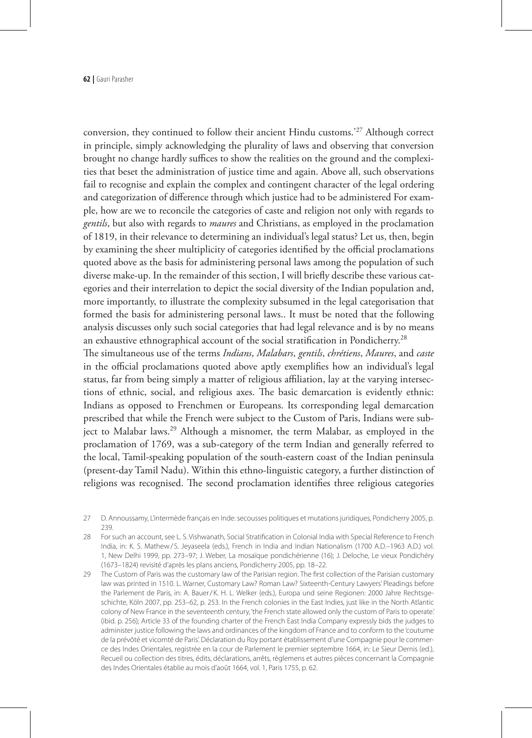conversion, they continued to follow their ancient Hindu customs.'[27] Although correct in principle, simply acknowledging the plurality of laws and observing that conversion brought no change hardly suffices to show the realities on the ground and the complexities that beset the administration of justice time and again. Above all, such observations fail to recognise and explain the complex and contingent character of the legal ordering and categorization of difference through which justice had to be administered For example, how are we to reconcile the categories of caste and religion not only with regards to *gentils*, but also with regards to *maures* and Christians, as employed in the proclamation of 1819, in their relevance to determining an individual's legal status? Let us, then, begin by examining the sheer multiplicity of categories identified by the official proclamations quoted above as the basis for administering personal laws among the population of such diverse make-up. In the remainder of this section, I will briefly describe these various categories and their interrelation to depict the social diversity of the Indian population and, more importantly, to illustrate the complexity subsumed in the legal categorisation that formed the basis for administering personal laws.. It must be noted that the following analysis discusses only such social categories that had legal relevance and is by no means an exhaustive ethnographical account of the social stratification in Pondicherry.[28]

The simultaneous use of the terms *Indians*, *Malabars*, *gentils*, *chrétiens*, *Maures*, and *caste* in the official proclamations quoted above aptly exemplifies how an individual's legal status, far from being simply a matter of religious affiliation, lay at the varying intersections of ethnic, social, and religious axes. The basic demarcation is evidently ethnic: Indians as opposed to Frenchmen or Europeans. Its corresponding legal demarcation prescribed that while the French were subject to the Custom of Paris, Indians were subject to Malabar laws.[29] Although a misnomer, the term Malabar, as employed in the proclamation of 1769, was a sub-category of the term Indian and generally referred to the local, Tamil-speaking population of the south-eastern coast of the Indian peninsula (present-day Tamil Nadu). Within this ethno-linguistic category, a further distinction of religions was recognised. The second proclamation identifies three religious categories

27 D. Announssamy, L'intermède français en Inde: secousses politiques et mutations juridiques, Pondicherry 2005, p. 239.

28 For such an account, see L. S. Vishwanath, Social Stratification in Colonial India with Special Reference to French India, in: K. S. Mathew / S. Jeyaseela (eds.), French in India and Indian Nationalism (1700 A.D.–1963 A.D.) vol. 1, New Delhi 1999, pp. 273–97; J. Weber, La mosaïque pondichérienne (16); J. Deloche, Le vieux Pondichéry (1673–1824) revisité d'après les plans anciens, Pondicherry 2005, pp. 18–22.

29 The Custom of Paris was the customary law of the Parisian region. The first collection of the Parisian customary law was printed in 1510. L. Warner, Customary Law? Roman Law? Sixteenth-Century Lawyers' Pleadings before the Parlement de Paris, in: A. Bauer / K. H. L. Welker (eds.), Europa und seine Regionen: 2000 Jahre Rechtsgeschichte, Köln 2007, pp. 253–62, p. 253. In the French colonies in the East Indies, just like in the North Atlantic colony of New France in the seventeenth century, 'the French state allowed only the custom of Paris to operate.' (ibid. p. 256); Article 33 of the founding charter of the French East India Company expressly bids the judges to administer justice following the laws and ordinances of the kingdom of France and to conform to the 'coutume de la prévôté et vicomté de Paris'. Déclaration du Roy portant établissement d'une Compagnie pour le commerce des Indes Orientales, registrée en la cour de Parlement le premier septembre 1664, in: Le Sieur Dernis (ed.), Recueil ou collection des titres, édits, déclarations, arrêts, règlemens et autres pièces concernant la Compagnie des Indes Orientales établie au mois d'août 1664, vol. 1, Paris 1755, p. 62.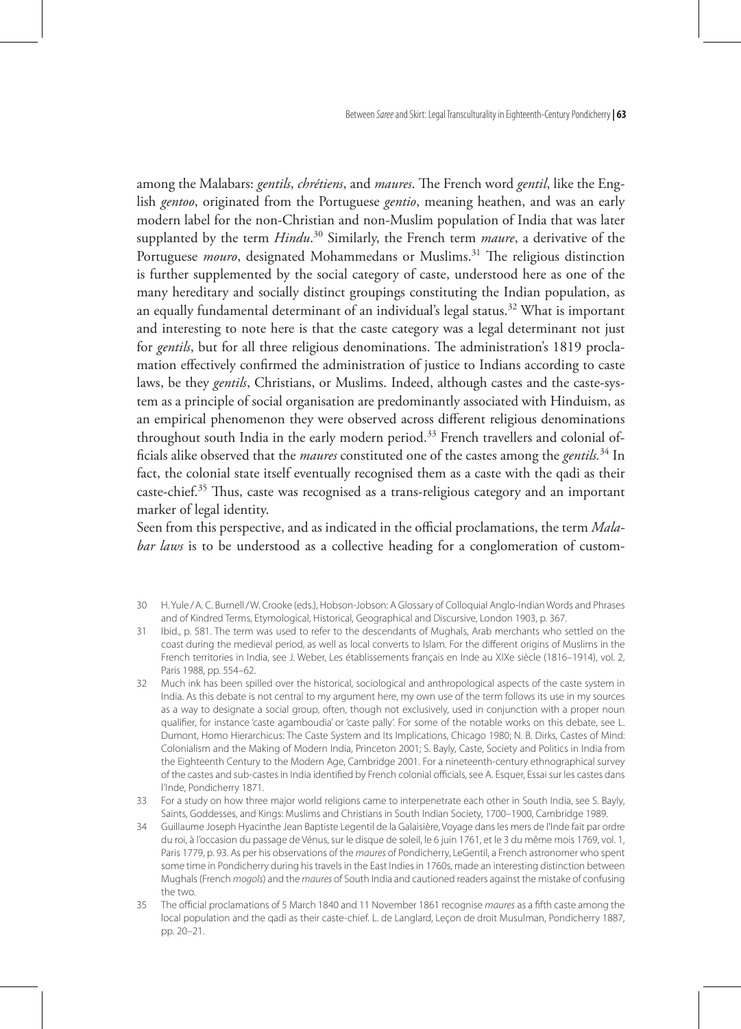among the Malabars: *gentils*, *chrétiens*, and *maures*. The French word *gentil*, like the English *gentoo*, originated from the Portuguese *gentio*, meaning heathen, and was an early modern label for the non-Christian and non-Muslim population of India that was later supplanted by the term *Hindu*.[30] Similarly, the French term *maure*, a derivative of the Portuguese *mouro*, designated Mohammedans or Muslims.[31] The religious distinction is further supplemented by the social category of caste, understood here as one of the many hereditary and socially distinct groupings constituting the Indian population, as an equally fundamental determinant of an individual's legal status.[32] What is important and interesting to note here is that the caste category was a legal determinant not just for *gentils*, but for all three religious denominations. The administration's 1819 proclamation effectively confirmed the administration of justice to Indians according to caste laws, be they *gentils*, Christians, or Muslims. Indeed, although castes and the caste-system as a principle of social organisation are predominantly associated with Hinduism, as an empirical phenomenon they were observed across different religious denominations throughout south India in the early modern period.[33] French travellers and colonial officials alike observed that the *maures* constituted one of the castes among the *gentils*.[34] In fact, the colonial state itself eventually recognised them as a caste with the qadi as their caste-chief.[35] Thus, caste was recognised as a trans-religious category and an important marker of legal identity.

Seen from this perspective, and as indicated in the official proclamations, the term *Malabar laws* is to be understood as a collective heading for a conglomeration of custom-

---

30 H. Yule / A. C. Burnell / W. Crooke (eds.), Hobson-Jobson: A Glossary of Colloquial Anglo-Indian Words and Phrases and of Kindred Terms, Etymological, Historical, Geographical and Discursive, London 1903, p. 367.

31 Ibid., p. 581. The term was used to refer to the descendants of Mughals, Arab merchants who settled on the coast during the medieval period, as well as local converts to Islam. For the different origins of Muslims in the French territories in India, see J. Weber, Les établissements français en Inde au XIXe siècle (1816–1914), vol. 2, Paris 1988, pp. 554–62.

32 Much ink has been spilled over the historical, sociological and anthropological aspects of the caste system in India. As this debate is not central to my argument here, my own use of the term follows its use in my sources as a way to designate a social group, often, though not exclusively, used in conjunction with a proper noun qualifier, for instance 'caste agamboudia' or 'caste pally'. For some of the notable works on this debate, see L. Dumont, Homo Hierarchicus: The Caste System and Its Implications, Chicago 1980; N. B. Dirks, Castes of Mind: Colonialism and the Making of Modern India, Princeton 2001; S. Bayly, Caste, Society and Politics in India from the Eighteenth Century to the Modern Age, Cambridge 2001. For a nineteenth-century ethnographical survey of the castes and sub-castes in India identified by French colonial officials, see A. Esquer, Essai sur les castes dans l'Inde, Pondicherry 1871.

33 For a study on how three major world religions came to interpenetrate each other in South India, see S. Bayly, Saints, Goddesses, and Kings: Muslims and Christians in South Indian Society, 1700–1900, Cambridge 1989.

34 Guillaume Joseph Hyacinthe Jean Baptiste Legentil de la Galaisière, Voyage dans les mers de l'Inde fait par ordre du roi, à l'occasion du passage de Vénus, sur le disque de soleil, le 6 juin 1761, et le 3 du même mois 1769, vol. 1, Paris 1779, p. 93. As per his observations of the *maures* of Pondicherry, LeGentil, a French astronomer who spent some time in Pondicherry during his travels in the East Indies in 1760s, made an interesting distinction between Mughals (French *mogols*) and the *maures* of South India and cautioned readers against the mistake of confusing the two.

35 The official proclamations of 5 March 1840 and 11 November 1861 recognise *maures* as a fifth caste among the local population and the qadi as their caste-chief. L. de Langlard, Leçon de droit Musulman, Pondicherry 1887, pp. 20–21.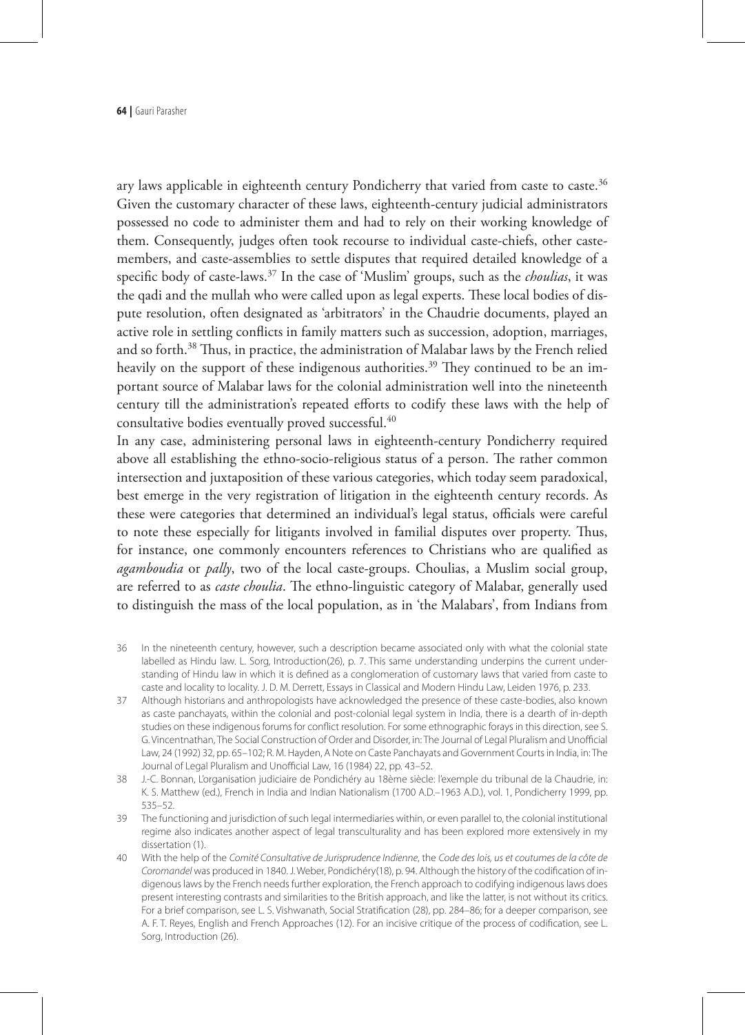ary laws applicable in eighteenth century Pondicherry that varied from caste to caste.[36] Given the customary character of these laws, eighteenth-century judicial administrators possessed no code to administer them and had to rely on their working knowledge of them. Consequently, judges often took recourse to individual caste-chiefs, other caste-members, and caste-assemblies to settle disputes that required detailed knowledge of a specific body of caste-laws.[37] In the case of 'Muslim' groups, such as the *choulias*, it was the qadi and the mullah who were called upon as legal experts. These local bodies of dispute resolution, often designated as 'arbitrators' in the Chaudrie documents, played an active role in settling conflicts in family matters such as succession, adoption, marriages, and so forth.[38] Thus, in practice, the administration of Malabar laws by the French relied heavily on the support of these indigenous authorities.[39] They continued to be an important source of Malabar laws for the colonial administration well into the nineteenth century till the administration's repeated efforts to codify these laws with the help of consultative bodies eventually proved successful.[40]

In any case, administering personal laws in eighteenth-century Pondicherry required above all establishing the ethno-socio-religious status of a person. The rather common intersection and juxtaposition of these various categories, which today seem paradoxical, best emerge in the very registration of litigation in the eighteenth century records. As these were categories that determined an individual's legal status, officials were careful to note these especially for litigants involved in familial disputes over property. Thus, for instance, one commonly encounters references to Christians who are qualified as *agamboudia* or *pally*, two of the local caste-groups. Choulias, a Muslim social group, are referred to as *caste choulia*. The ethno-linguistic category of Malabar, generally used to distinguish the mass of the local population, as in 'the Malabars', from Indians from

36 In the nineteenth century, however, such a description became associated only with what the colonial state labelled as Hindu law. L. Sorg, Introduction(26), p. 7. This same understanding underpins the current understanding of Hindu law in which it is defined as a conglomeration of customary laws that varied from caste to caste and locality to locality. J. D. M. Derrett, Essays in Classical and Modern Hindu Law, Leiden 1976, p. 233.

37 Although historians and anthropologists have acknowledged the presence of these caste-bodies, also known as caste panchayats, within the colonial and post-colonial legal system in India, there is a dearth of in-depth studies on these indigenous forums for conflict resolution. For some ethnographic forays in this direction, see S. G. Vincentnathan, The Social Construction of Order and Disorder, in: The Journal of Legal Pluralism and Unofficial Law, 24 (1992) 32, pp. 65–102; R. M. Hayden, A Note on Caste Panchayats and Government Courts in India, in: The Journal of Legal Pluralism and Unofficial Law, 16 (1984) 22, pp. 43–52.

38 J.-C. Bonnan, L'organisation judiciaire de Pondichéry au 18ème siècle: l'exemple du tribunal de la Chaudrie, in: K. S. Matthew (ed.), French in India and Indian Nationalism (1700 A.D.–1963 A.D.), vol. 1, Pondicherry 1999, pp. 535–52.

39 The functioning and jurisdiction of such legal intermediaries within, or even parallel to, the colonial institutional regime also indicates another aspect of legal transculturality and has been explored more extensively in my dissertation (1).

40 With the help of the *Comité Consultative de Jurisprudence Indienne*, the *Code des lois, us et coutumes de la côte de Coromandel* was produced in 1840. J. Weber, Pondichéry(18), p. 94. Although the history of the codification of indigenous laws by the French needs further exploration, the French approach to codifying indigenous laws does present interesting contrasts and similarities to the British approach, and like the latter, is not without its critics. For a brief comparison, see L. S. Vishwanath, Social Stratification (28), pp. 284–86; for a deeper comparison, see A. F. T. Reyes, English and French Approaches (12). For an incisive critique of the process of codification, see L. Sorg, Introduction (26).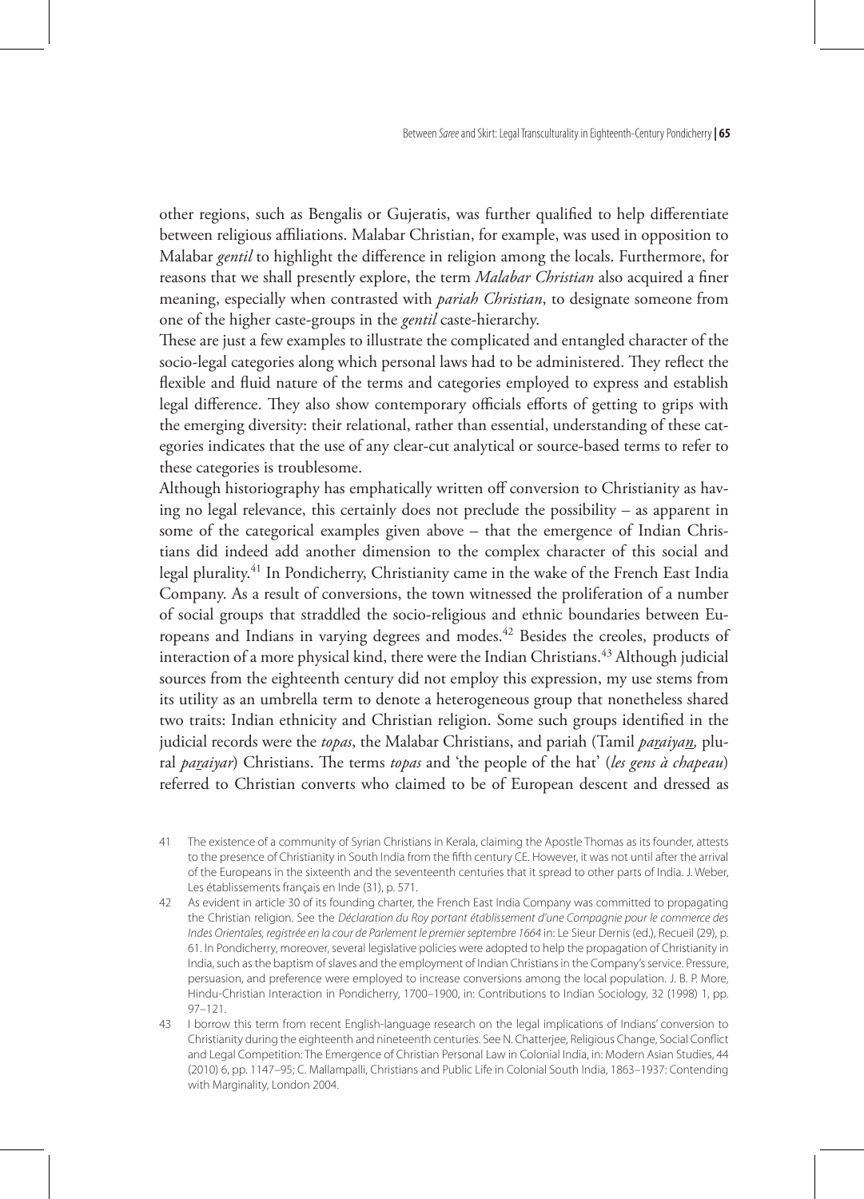other regions, such as Bengalis or Gujeratis, was further qualified to help differentiate between religious affiliations. Malabar Christian, for example, was used in opposition to Malabar *gentil* to highlight the difference in religion among the locals. Furthermore, for reasons that we shall presently explore, the term *Malabar Christian* also acquired a finer meaning, especially when contrasted with *pariah Christian*, to designate someone from one of the higher caste-groups in the *gentil* caste-hierarchy.

These are just a few examples to illustrate the complicated and entangled character of the socio-legal categories along which personal laws had to be administered. They reflect the flexible and fluid nature of the terms and categories employed to express and establish legal difference. They also show contemporary officials efforts of getting to grips with the emerging diversity: their relational, rather than essential, understanding of these categories indicates that the use of any clear-cut analytical or source-based terms to refer to these categories is troublesome.

Although historiography has emphatically written off conversion to Christianity as having no legal relevance, this certainly does not preclude the possibility – as apparent in some of the categorical examples given above – that the emergence of Indian Christians did indeed add another dimension to the complex character of this social and legal plurality.[41] In Pondicherry, Christianity came in the wake of the French East India Company. As a result of conversions, the town witnessed the proliferation of a number of social groups that straddled the socio-religious and ethnic boundaries between Europeans and Indians in varying degrees and modes.[42] Besides the creoles, products of interaction of a more physical kind, there were the Indian Christians.[43] Although judicial sources from the eighteenth century did not employ this expression, my use stems from its utility as an umbrella term to denote a heterogeneous group that nonetheless shared two traits: Indian ethnicity and Christian religion. Some such groups identified in the judicial records were the *topas*, the Malabar Christians, and pariah (Tamil *paṟaiyaṉ*, plural *paṟaiyar*) Christians. The terms *topas* and 'the people of the hat' (*les gens à chapeau*) referred to Christian converts who claimed to be of European descent and dressed as

41 The existence of a community of Syrian Christians in Kerala, claiming the Apostle Thomas as its founder, attests to the presence of Christianity in South India from the fifth century CE. However, it was not until after the arrival of the Europeans in the sixteenth and the seventeenth centuries that it spread to other parts of India. J. Weber, Les établissements français en Inde (31), p. 571.

42 As evident in article 30 of its founding charter, the French East India Company was committed to propagating the Christian religion. See the *Déclaration du Roy portant établissement d'une Compagnie pour le commerce des Indes Orientales, registrée en la cour de Parlement le premier septembre 1664* in: Le Sieur Dernis (ed.), Recueil (29), p. 61. In Pondicherry, moreover, several legislative policies were adopted to help the propagation of Christianity in India, such as the baptism of slaves and the employment of Indian Christians in the Company's service. Pressure, persuasion, and preference were employed to increase conversions among the local population. J. B. P. More, Hindu-Christian Interaction in Pondicherry, 1700–1900, in: Contributions to Indian Sociology, 32 (1998) 1, pp. 97–121.

43 I borrow this term from recent English-language research on the legal implications of Indians' conversion to Christianity during the eighteenth and nineteenth centuries. See N. Chatterjee, Religious Change, Social Conflict and Legal Competition: The Emergence of Christian Personal Law in Colonial India, in: Modern Asian Studies, 44 (2010) 6, pp. 1147–95; C. Mallampalli, Christians and Public Life in Colonial South India, 1863–1937: Contending with Marginality, London 2004.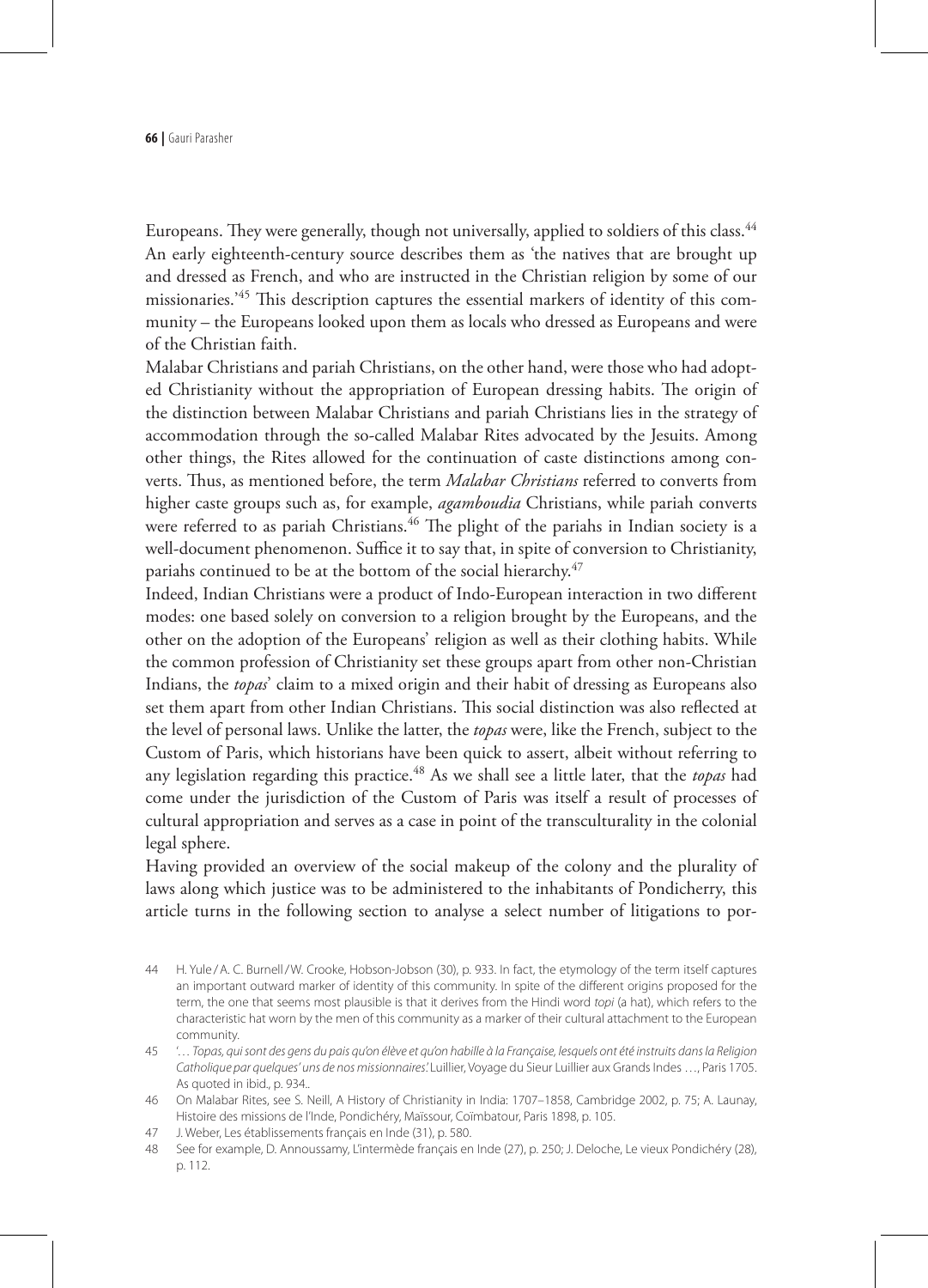Europeans. They were generally, though not universally, applied to soldiers of this class.[44] An early eighteenth-century source describes them as 'the natives that are brought up and dressed as French, and who are instructed in the Christian religion by some of our missionaries.'[45] This description captures the essential markers of identity of this community – the Europeans looked upon them as locals who dressed as Europeans and were of the Christian faith.

Malabar Christians and pariah Christians, on the other hand, were those who had adopted Christianity without the appropriation of European dressing habits. The origin of the distinction between Malabar Christians and pariah Christians lies in the strategy of accommodation through the so-called Malabar Rites advocated by the Jesuits. Among other things, the Rites allowed for the continuation of caste distinctions among converts. Thus, as mentioned before, the term *Malabar Christians* referred to converts from higher caste groups such as, for example, *agamboudia* Christians, while pariah converts were referred to as pariah Christians.[46] The plight of the pariahs in Indian society is a well-document phenomenon. Suffice it to say that, in spite of conversion to Christianity, pariahs continued to be at the bottom of the social hierarchy.[47]

Indeed, Indian Christians were a product of Indo-European interaction in two different modes: one based solely on conversion to a religion brought by the Europeans, and the other on the adoption of the Europeans' religion as well as their clothing habits. While the common profession of Christianity set these groups apart from other non-Christian Indians, the *topas*' claim to a mixed origin and their habit of dressing as Europeans also set them apart from other Indian Christians. This social distinction was also reflected at the level of personal laws. Unlike the latter, the *topas* were, like the French, subject to the Custom of Paris, which historians have been quick to assert, albeit without referring to any legislation regarding this practice.[48] As we shall see a little later, that the *topas* had come under the jurisdiction of the Custom of Paris was itself a result of processes of cultural appropriation and serves as a case in point of the transculturality in the colonial legal sphere.

Having provided an overview of the social makeup of the colony and the plurality of laws along which justice was to be administered to the inhabitants of Pondicherry, this article turns in the following section to analyse a select number of litigations to por-

---

44 H. Yule / A. C. Burnell / W. Crooke, Hobson-Jobson (30), p. 933. In fact, the etymology of the term itself captures an important outward marker of identity of this community. In spite of the different origins proposed for the term, the one that seems most plausible is that it derives from the Hindi word *topi* (a hat), which refers to the characteristic hat worn by the men of this community as a marker of their cultural attachment to the European community.

45 '… *Topas, qui sont des gens du pais qu'on élève et qu'on habille à la Françaises, lesquels ont été instruits dans la Religion Catholique par quelques' uns de nos missionnaires.*' Luillier, Voyage du Sieur Luillier aux Grands Indes …, Paris 1705. As quoted in ibid., p. 934..

46 On Malabar Rites, see S. Neill, A History of Christianity in India: 1707–1858, Cambridge 2002, p. 75; A. Launay, Histoire des missions de l'Inde, Pondichéry, Maïssour, Coïmbatour, Paris 1898, p. 105.

47 J. Weber, Les établissements français en Inde (31), p. 580.

48 See for example, D. Annoussamy, L'intermède français en Inde (27), p. 250; J. Deloche, Le vieux Pondichéry (28), p. 112.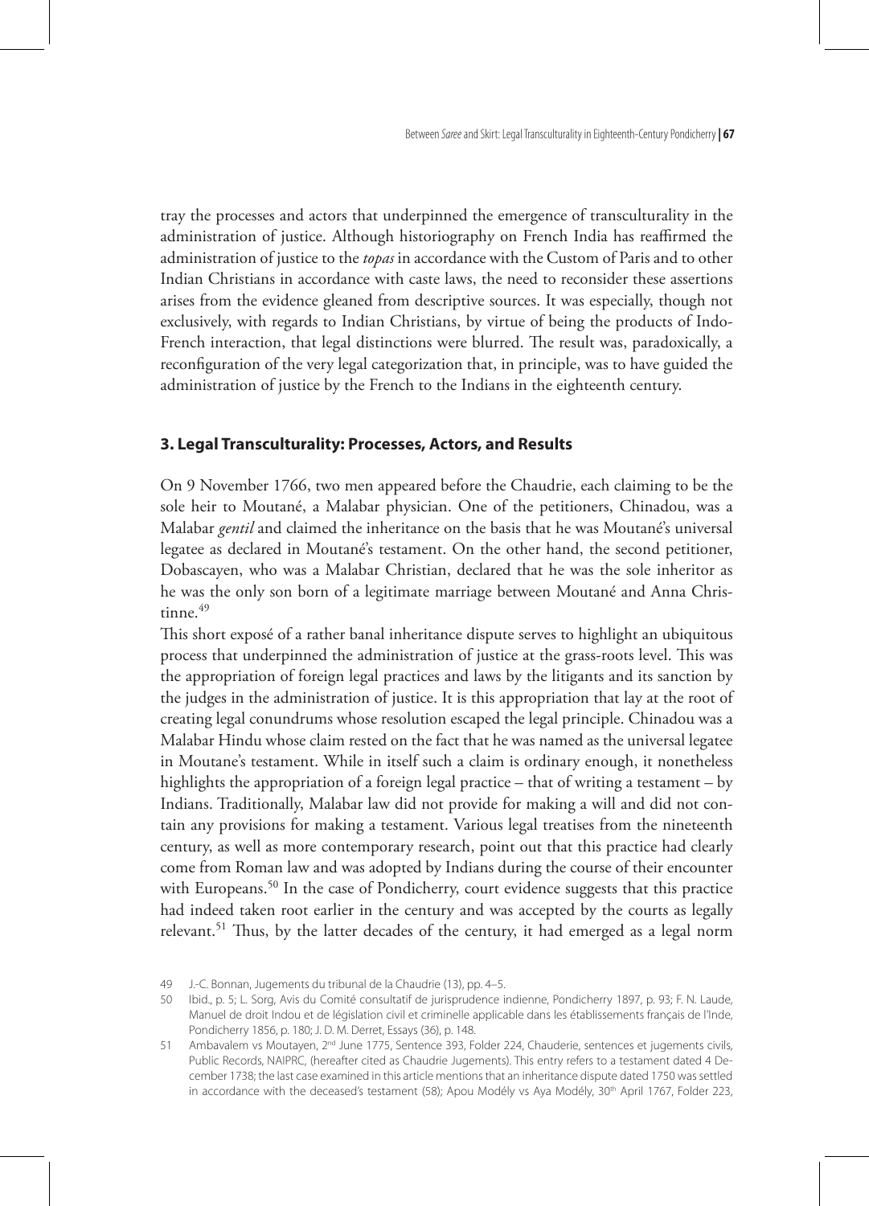tray the processes and actors that underpinned the emergence of transculturality in the administration of justice. Although historiography on French India has reaffirmed the administration of justice to the *topas* in accordance with the Custom of Paris and to other Indian Christians in accordance with caste laws, the need to reconsider these assertions arises from the evidence gleaned from descriptive sources. It was especially, though not exclusively, with regards to Indian Christians, by virtue of being the products of Indo-French interaction, that legal distinctions were blurred. The result was, paradoxically, a reconfiguration of the very legal categorization that, in principle, was to have guided the administration of justice by the French to the Indians in the eighteenth century.

### 3. Legal Transculturality: Processes, Actors, and Results

On 9 November 1766, two men appeared before the Chaudrie, each claiming to be the sole heir to Moutané, a Malabar physician. One of the petitioners, Chinadou, was a Malabar *gentil* and claimed the inheritance on the basis that he was Moutané's universal legatee as declared in Moutané's testament. On the other hand, the second petitioner, Dobascayen, who was a Malabar Christian, declared that he was the sole inheritor as he was the only son born of a legitimate marriage between Moutané and Anna Christinne.[49]

This short exposé of a rather banal inheritance dispute serves to highlight an ubiquitous process that underpinned the administration of justice at the grass-roots level. This was the appropriation of foreign legal practices and laws by the litigants and its sanction by the judges in the administration of justice. It is this appropriation that lay at the root of creating legal conundrums whose resolution escaped the legal principle. Chinadou was a Malabar Hindu whose claim rested on the fact that he was named as the universal legatee in Moutane's testament. While in itself such a claim is ordinary enough, it nonetheless highlights the appropriation of a foreign legal practice – that of writing a testament – by Indians. Traditionally, Malabar law did not provide for making a will and did not contain any provisions for making a testament. Various legal treatises from the nineteenth century, as well as more contemporary research, point out that this practice had clearly come from Roman law and was adopted by Indians during the course of their encounter with Europeans.[50] In the case of Pondicherry, court evidence suggests that this practice had indeed taken root earlier in the century and was accepted by the courts as legally relevant.[51] Thus, by the latter decades of the century, it had emerged as a legal norm

49 J.-C. Bonnan, Jugements du tribunal de la Chaudrie (13), pp. 4–5.

50 Ibid., p. 5; L. Sorg, Avis du Comité consultatif de jurisprudence indienne, Pondicherry 1897, p. 93; F. N. Laude, Manuel de droit Indou et de législation civil et criminelle applicable dans les établissements français de l'Inde, Pondicherry 1856, p. 180; J. D. M. Derret, Essays (36), p. 148.

51 Ambavalem vs Moutayen, 2nd June 1775, Sentence 393, Folder 224, Chauderie, sentences et jugements civils, Public Records, NAIPRC, (hereafter cited as Chaudrie Jugements). This entry refers to a testament dated 4 December 1738; the last case examined in this article mentions that an inheritance dispute dated 1750 was settled in accordance with the deceased's testament (58); Apou Modély vs Aya Modély, 30th April 1767, Folder 223,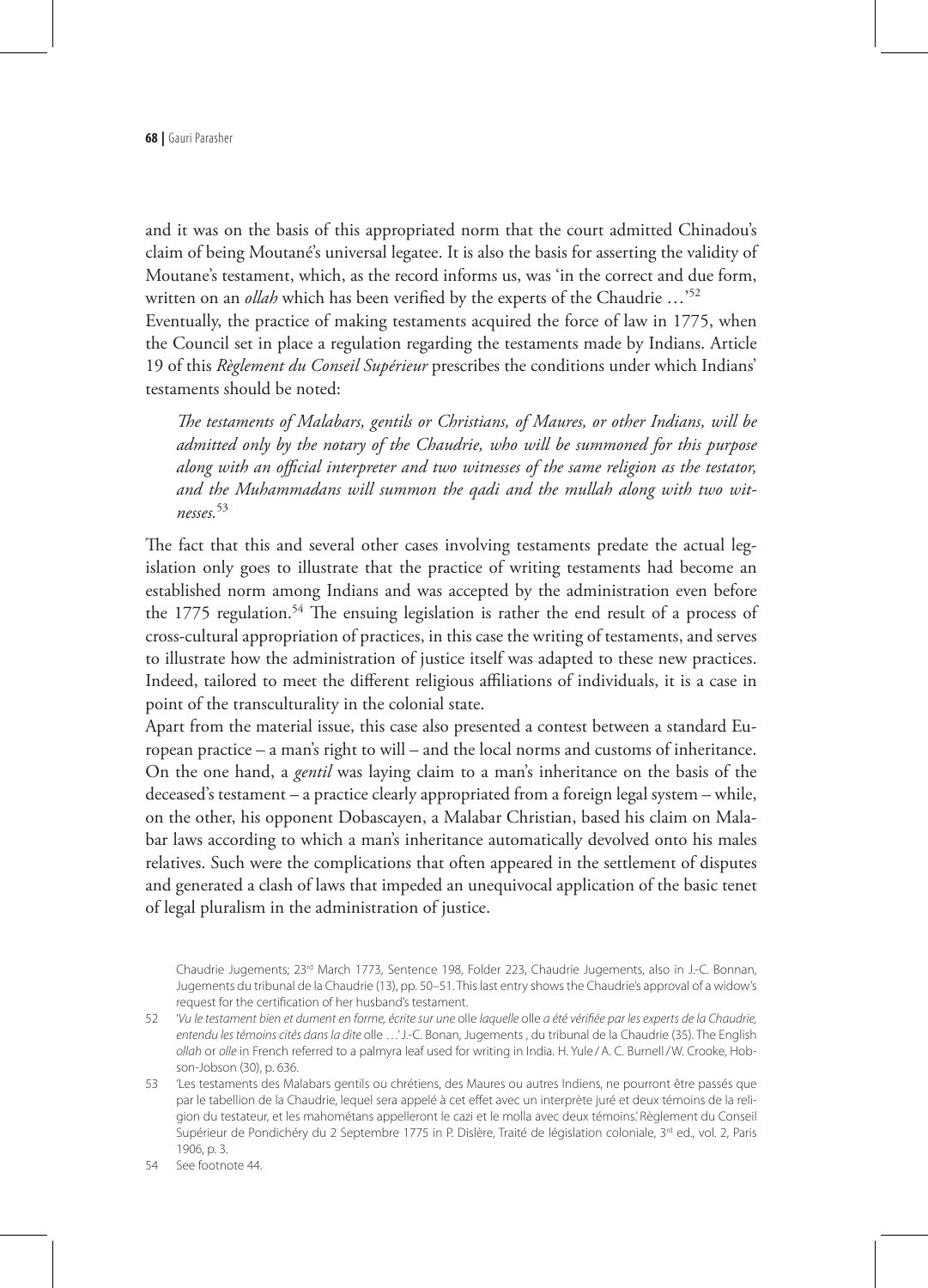and it was on the basis of this appropriated norm that the court admitted Chinadou's claim of being Moutané's universal legatee. It is also the basis for asserting the validity of Moutane's testament, which, as the record informs us, was 'in the correct and due form, written on an *ollah* which has been verified by the experts of the Chaudrie …'[52]

Eventually, the practice of making testaments acquired the force of law in 1775, when the Council set in place a regulation regarding the testaments made by Indians. Article 19 of this *Règlement du Conseil Supérieur* prescribes the conditions under which Indians' testaments should be noted:

> *The testaments of Malabars, gentils or Christians, of Maures, or other Indians, will be admitted only by the notary of the Chaudrie, who will be summoned for this purpose along with an official interpreter and two witnesses of the same religion as the testator, and the Muhammadans will summon the qadi and the mullah along with two witnesses.*[53]

The fact that this and several other cases involving testaments predate the actual legislation only goes to illustrate that the practice of writing testaments had become an established norm among Indians and was accepted by the administration even before the 1775 regulation.[54] The ensuing legislation is rather the end result of a process of cross-cultural appropriation of practices, in this case the writing of testaments, and serves to illustrate how the administration of justice itself was adapted to these new practices. Indeed, tailored to meet the different religious affiliations of individuals, it is a case in point of the transculturality in the colonial state.

Apart from the material issue, this case also presented a contest between a standard European practice – a man's right to will – and the local norms and customs of inheritance. On the one hand, a *gentil* was laying claim to a man's inheritance on the basis of the deceased's testament – a practice clearly appropriated from a foreign legal system – while, on the other, his opponent Dobascayen, a Malabar Christian, based his claim on Malabar laws according to which a man's inheritance automatically devolved onto his males relatives. Such were the complications that often appeared in the settlement of disputes and generated a clash of laws that impeded an unequivocal application of the basic tenet of legal pluralism in the administration of justice.

---

Chaudrie Jugements; 23rd March 1773, Sentence 198, Folder 223, Chaudrie Jugements, also in J.-C. Bonnan, Jugements du tribunal de la Chaudrie (13), pp. 50–51. This last entry shows the Chaudrie's approval of a widow's request for the certification of her husband's testament.

52 '*Vu le testament bien et dument en forme, écrite sur une* olle *laquelle* olle *a été vérifiée par les experts de la Chaudrie, entendu les témoins cités dans la dite* olle …' J.-C. Bonan, Jugements , du tribunal de la Chaudrie (35). The English *ollah* or *olle* in French referred to a palmyra leaf used for writing in India. H. Yule / A. C. Burnell / W. Crooke, Hobson-Jobson (30), p. 636.

53 'Les testaments des Malabars gentils ou chrétiens, des Maures ou autres Indiens, ne pourront être passés que par le tabellion de la Chaudrie, lequel sera appelé à cet effet avec un interprète juré et deux témoins de la religion du testateur, et les mahométans appelleront le cazi et le molla avec deux témoins.' Règlement du Conseil Supérieur de Pondichéry du 2 Septembre 1775 in P. Dislère, Traité de législation coloniale, 3rd ed., vol. 2, Paris 1906, p. 3.

54 See footnote 44.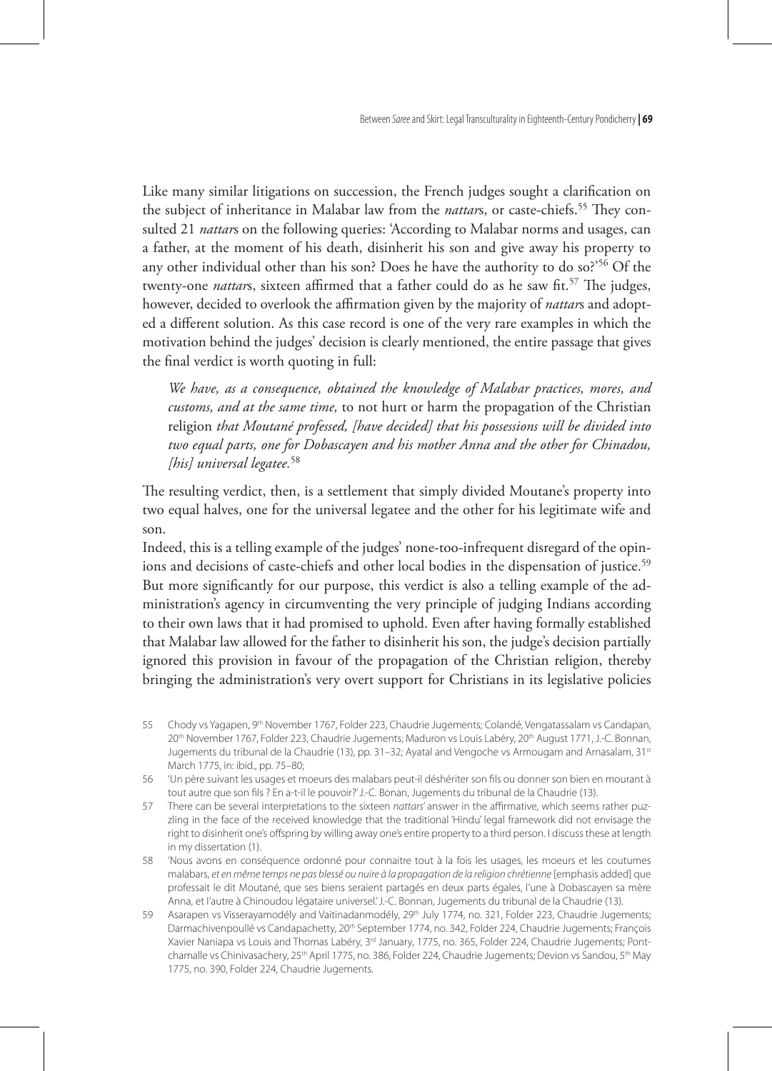Like many similar litigations on succession, the French judges sought a clarification on the subject of inheritance in Malabar law from the *nattar*s, or caste-chiefs.[55] They consulted 21 *nattar*s on the following queries: 'According to Malabar norms and usages, can a father, at the moment of his death, disinherit his son and give away his property to any other individual other than his son? Does he have the authority to do so?'[56] Of the twenty-one *nattar*s, sixteen affirmed that a father could do as he saw fit.[57] The judges, however, decided to overlook the affirmation given by the majority of *nattar*s and adopted a different solution. As this case record is one of the very rare examples in which the motivation behind the judges' decision is clearly mentioned, the entire passage that gives the final verdict is worth quoting in full:

> *We have, as a consequence, obtained the knowledge of Malabar practices, mores, and customs, and at the same time,* to not hurt or harm the propagation of the Christian religion *that Moutané professed, [have decided] that his possessions will be divided into two equal parts, one for Dobascayen and his mother Anna and the other for Chinadou, [his] universal legatee.*[58]

The resulting verdict, then, is a settlement that simply divided Moutane's property into two equal halves, one for the universal legatee and the other for his legitimate wife and son.

Indeed, this is a telling example of the judges' none-too-infrequent disregard of the opinions and decisions of caste-chiefs and other local bodies in the dispensation of justice.[59] But more significantly for our purpose, this verdict is also a telling example of the administration's agency in circumventing the very principle of judging Indians according to their own laws that it had promised to uphold. Even after having formally established that Malabar law allowed for the father to disinherit his son, the judge's decision partially ignored this provision in favour of the propagation of the Christian religion, thereby bringing the administration's very overt support for Christians in its legislative policies

---

55 Chody vs Yagapen, 9th November 1767, Folder 223, Chaudrie Jugements; Colandé, Vengatassalam vs Candapan, 20th November 1767, Folder 223, Chaudrie Jugements; Maduron vs Louis Labéry, 20th August 1771, J.-C. Bonnan, Jugements du tribunal de la Chaudrie (13), pp. 31–32; Ayatal and Vengoche vs Armougam and Arnasalam, 31st March 1775, in: ibid., pp. 75–80;

56 'Un père suivant les usages et moeurs des malabars peut-il déshériter son fils ou donner son bien en mourant à tout autre que son fils ? En a-t-il le pouvoir?' J.-C. Bonan, Jugements du tribunal de la Chaudrie (13).

57 There can be several interpretations to the sixteen *nattars'* answer in the affirmative, which seems rather puzzling in the face of the received knowledge that the traditional 'Hindu' legal framework did not envisage the right to disinherit one's offspring by willing away one's entire property to a third person. I discuss these at length in my dissertation (1).

58 'Nous avons en conséquence ordonné pour connaitre tout à la fois les usages, les moeurs et les coutumes malabars, *et en même temps ne pas blessé ou nuire à la propagation de la religion chrétienne* [emphasis added] que professait le dit Moutané, que ses biens seraient partagés en deux parts égales, l'une à Dobascayen sa mère Anna, et l'autre à Chinoudou légataire universel.' J.-C. Bonnan, Jugements du tribunal de la Chaudrie (13).

59 Asarapen vs Visserayamodély and Vaitinadanmodély, 29th July 1774, no. 321, Folder 223, Chaudrie Jugements; Darmachivenpoullé vs Candapachetty, 20th September 1774, no. 342, Folder 224, Chaudrie Jugements; François Xavier Naniapa vs Louis and Thomas Labéry, 3rd January, 1775, no. 365, Folder 224, Chaudrie Jugements; Pontchamalle vs Chinivasachery, 25th April 1775, no. 386, Folder 224, Chaudrie Jugements; Devion vs Sandou, 5th May 1775, no. 390, Folder 224, Chaudrie Jugements.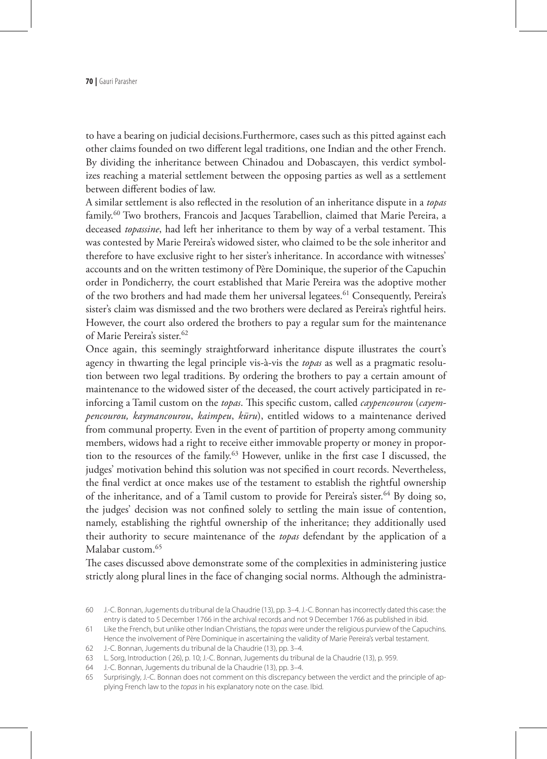to have a bearing on judicial decisions.Furthermore, cases such as this pitted against each other claims founded on two different legal traditions, one Indian and the other French. By dividing the inheritance between Chinadou and Dobascayen, this verdict symbolizes reaching a material settlement between the opposing parties as well as a settlement between different bodies of law.

A similar settlement is also reflected in the resolution of an inheritance dispute in a *topas* family.[60] Two brothers, Francois and Jacques Tarabellion, claimed that Marie Pereira, a deceased *topassine*, had left her inheritance to them by way of a verbal testament. This was contested by Marie Pereira's widowed sister, who claimed to be the sole inheritor and therefore to have exclusive right to her sister's inheritance. In accordance with witnesses' accounts and on the written testimony of Père Dominique, the superior of the Capuchin order in Pondicherry, the court established that Marie Pereira was the adoptive mother of the two brothers and had made them her universal legatees.[61] Consequently, Pereira's sister's claim was dismissed and the two brothers were declared as Pereira's rightful heirs. However, the court also ordered the brothers to pay a regular sum for the maintenance of Marie Pereira's sister.[62]

Once again, this seemingly straightforward inheritance dispute illustrates the court's agency in thwarting the legal principle vis-à-vis the *topas* as well as a pragmatic resolution between two legal traditions. By ordering the brothers to pay a certain amount of maintenance to the widowed sister of the deceased, the court actively participated in reinforcing a Tamil custom on the *topas*. This specific custom, called *caypencourou* (*cayempencourou, kaymancourou*, *kaimpeu*, *küru*), entitled widows to a maintenance derived from communal property. Even in the event of partition of property among community members, widows had a right to receive either immovable property or money in proportion to the resources of the family.[63] However, unlike in the first case I discussed, the judges' motivation behind this solution was not specified in court records. Nevertheless, the final verdict at once makes use of the testament to establish the rightful ownership of the inheritance, and of a Tamil custom to provide for Pereira's sister.[64] By doing so, the judges' decision was not confined solely to settling the main issue of contention, namely, establishing the rightful ownership of the inheritance; they additionally used their authority to secure maintenance of the *topas* defendant by the application of a Malabar custom.[65]

The cases discussed above demonstrate some of the complexities in administering justice strictly along plural lines in the face of changing social norms. Although the administra-

60 J.-C. Bonnan, Jugements du tribunal de la Chaudrie (13), pp. 3–4. J.-C. Bonnan has incorrectly dated this case: the entry is dated to 5 December 1766 in the archival records and not 9 December 1766 as published in ibid.

61 Like the French, but unlike other Indian Christians, the *topas* were under the religious purview of the Capuchins. Hence the involvement of Père Dominique in ascertaining the validity of Marie Pereira's verbal testament.

62 J.-C. Bonnan, Jugements du tribunal de la Chaudrie (13), pp. 3–4.

63 L. Sorg, Introduction ( 26), p. 10; J.-C. Bonnan, Jugements du tribunal de la Chaudrie (13), p. 959.

64 J.-C. Bonnan, Jugements du tribunal de la Chaudrie (13), pp. 3–4.

65 Surprisingly, J.-C. Bonnan does not comment on this discrepancy between the verdict and the principle of applying French law to the *topas* in his explanatory note on the case. Ibid.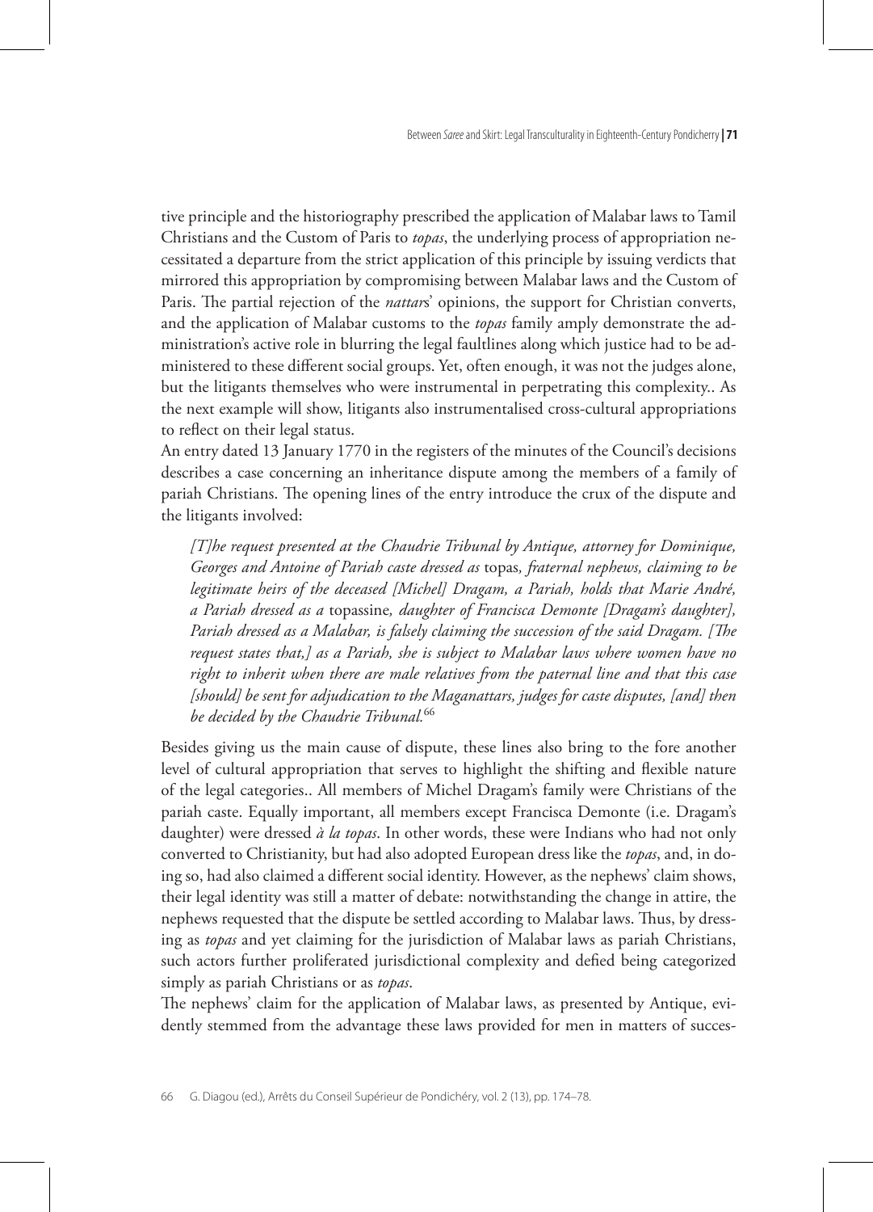tive principle and the historiography prescribed the application of Malabar laws to Tamil Christians and the Custom of Paris to *topas*, the underlying process of appropriation necessitated a departure from the strict application of this principle by issuing verdicts that mirrored this appropriation by compromising between Malabar laws and the Custom of Paris. The partial rejection of the *nattar*s' opinions, the support for Christian converts, and the application of Malabar customs to the *topas* family amply demonstrate the administration's active role in blurring the legal faultlines along which justice had to be administered to these different social groups. Yet, often enough, it was not the judges alone, but the litigants themselves who were instrumental in perpetrating this complexity.. As the next example will show, litigants also instrumentalised cross-cultural appropriations to reflect on their legal status.

An entry dated 13 January 1770 in the registers of the minutes of the Council's decisions describes a case concerning an inheritance dispute among the members of a family of pariah Christians. The opening lines of the entry introduce the crux of the dispute and the litigants involved:

> *[T]he request presented at the Chaudrie Tribunal by Antique, attorney for Dominique, Georges and Antoine of Pariah caste dressed as* topas*, fraternal nephews, claiming to be legitimate heirs of the deceased [Michel] Dragam, a Pariah, holds that Marie André, a Pariah dressed as a* topassine*, daughter of Francisca Demonte [Dragam's daughter], Pariah dressed as a Malabar, is falsely claiming the succession of the said Dragam. [The request states that,] as a Pariah, she is subject to Malabar laws where women have no right to inherit when there are male relatives from the paternal line and that this case [should] be sent for adjudication to the Maganattars, judges for caste disputes, [and] then be decided by the Chaudrie Tribunal.*[66]

Besides giving us the main cause of dispute, these lines also bring to the fore another level of cultural appropriation that serves to highlight the shifting and flexible nature of the legal categories.. All members of Michel Dragam's family were Christians of the pariah caste. Equally important, all members except Francisca Demonte (i.e. Dragam's daughter) were dressed *à la topas*. In other words, these were Indians who had not only converted to Christianity, but had also adopted European dress like the *topas*, and, in doing so, had also claimed a different social identity. However, as the nephews' claim shows, their legal identity was still a matter of debate: notwithstanding the change in attire, the nephews requested that the dispute be settled according to Malabar laws. Thus, by dressing as *topas* and yet claiming for the jurisdiction of Malabar laws as pariah Christians, such actors further proliferated jurisdictional complexity and defied being categorized simply as pariah Christians or as *topas*.

The nephews' claim for the application of Malabar laws, as presented by Antique, evidently stemmed from the advantage these laws provided for men in matters of succes-

66 G. Diagou (ed.), Arrêts du Conseil Supérieur de Pondichéry, vol. 2 (13), pp. 174–78.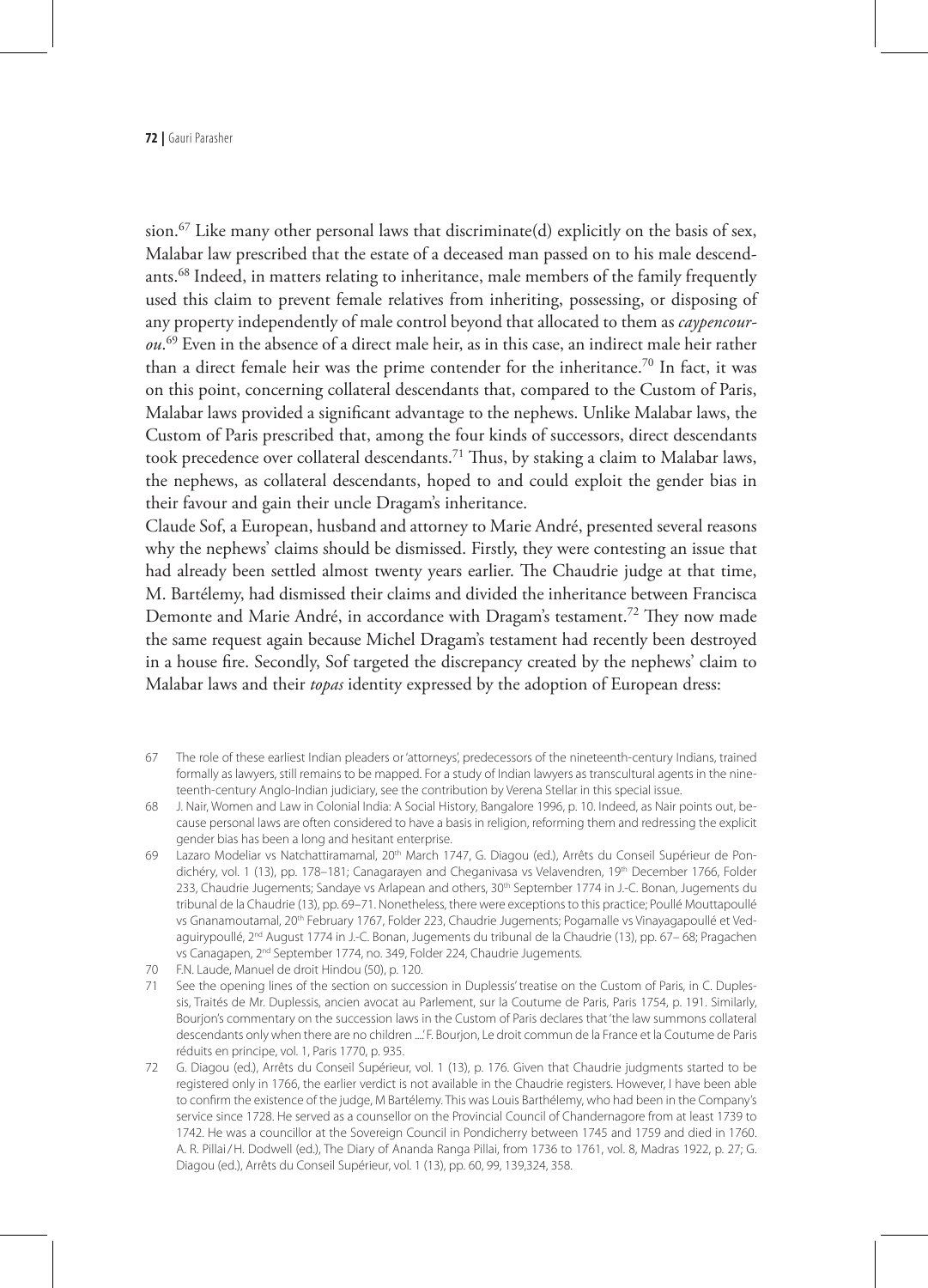sion.[67] Like many other personal laws that discriminate(d) explicitly on the basis of sex, Malabar law prescribed that the estate of a deceased man passed on to his male descendants.[68] Indeed, in matters relating to inheritance, male members of the family frequently used this claim to prevent female relatives from inheriting, possessing, or disposing of any property independently of male control beyond that allocated to them as *caypencourou*.[69] Even in the absence of a direct male heir, as in this case, an indirect male heir rather than a direct female heir was the prime contender for the inheritance.[70] In fact, it was on this point, concerning collateral descendants that, compared to the Custom of Paris, Malabar laws provided a significant advantage to the nephews. Unlike Malabar laws, the Custom of Paris prescribed that, among the four kinds of successors, direct descendants took precedence over collateral descendants.[71] Thus, by staking a claim to Malabar laws, the nephews, as collateral descendants, hoped to and could exploit the gender bias in their favour and gain their uncle Dragam's inheritance.

Claude Sof, a European, husband and attorney to Marie André, presented several reasons why the nephews' claims should be dismissed. Firstly, they were contesting an issue that had already been settled almost twenty years earlier. The Chaudrie judge at that time, M. Bartélemy, had dismissed their claims and divided the inheritance between Francisca Demonte and Marie André, in accordance with Dragam's testament.[72] They now made the same request again because Michel Dragam's testament had recently been destroyed in a house fire. Secondly, Sof targeted the discrepancy created by the nephews' claim to Malabar laws and their *topas* identity expressed by the adoption of European dress:

67 The role of these earliest Indian pleaders or 'attorneys', predecessors of the nineteenth-century Indians, trained formally as lawyers, still remains to be mapped. For a study of Indian lawyers as transcultural agents in the nineteenth-century Anglo-Indian judiciary, see the contribution by Verena Stellar in this special issue.

68 J. Nair, Women and Law in Colonial India: A Social History, Bangalore 1996, p. 10. Indeed, as Nair points out, because personal laws are often considered to have a basis in religion, reforming them and redressing the explicit gender bias has been a long and hesitant enterprise.

69 Lazaro Modeliar vs Natchattiramamal, 20th March 1747, G. Diagou (ed.), Arrêts du Conseil Supérieur de Pondichéry, vol. 1 (13), pp. 178–181; Canagarayen and Cheganivasa vs Velavendren, 19th December 1766, Folder 233, Chaudrie Jugements; Sandaye vs Arlapean and others, 30th September 1774 in J.-C. Bonan, Jugements du tribunal de la Chaudrie (13), pp. 69–71. Nonetheless, there were exceptions to this practice; Poullé Mouttapoullé vs Gnanamoutamal, 20th February 1767, Folder 223, Chaudrie Jugements; Pogamalle vs Vinayagapoullé et Vedaguirypoullé, 2nd August 1774 in J.-C. Bonan, Jugements du tribunal de la Chaudrie (13), pp. 67– 68; Pragachen vs Canagapen, 2nd September 1774, no. 349, Folder 224, Chaudrie Jugements.

70 F.N. Laude, Manuel de droit Hindou (50), p. 120.

71 See the opening lines of the section on succession in Duplessis' treatise on the Custom of Paris, in C. Duplessis, Traités de Mr. Duplessis, ancien avocat au Parlement, sur la Coutume de Paris, Paris 1754, p. 191. Similarly, Bourjon's commentary on the succession laws in the Custom of Paris declares that 'the law summons collateral descendants only when there are no children ....' F. Bourjon, Le droit commun de la France et la Coutume de Paris réduits en principe, vol. 1, Paris 1770, p. 935.

72 G. Diagou (ed.), Arrêts du Conseil Supérieur, vol. 1 (13), p. 176. Given that Chaudrie judgments started to be registered only in 1766, the earlier verdict is not available in the Chaudrie registers. However, I have been able to confirm the existence of the judge, M Bartélemy. This was Louis Barthélemy, who had been in the Company's service since 1728. He served as a counsellor on the Provincial Council of Chandernagore from at least 1739 to 1742. He was a councillor at the Sovereign Council in Pondicherry between 1745 and 1759 and died in 1760. A. R. Pillai / H. Dodwell (ed.), The Diary of Ananda Ranga Pillai, from 1736 to 1761, vol. 8, Madras 1922, p. 27; G. Diagou (ed.), Arrêts du Conseil Supérieur, vol. 1 (13), pp. 60, 99, 139,324, 358.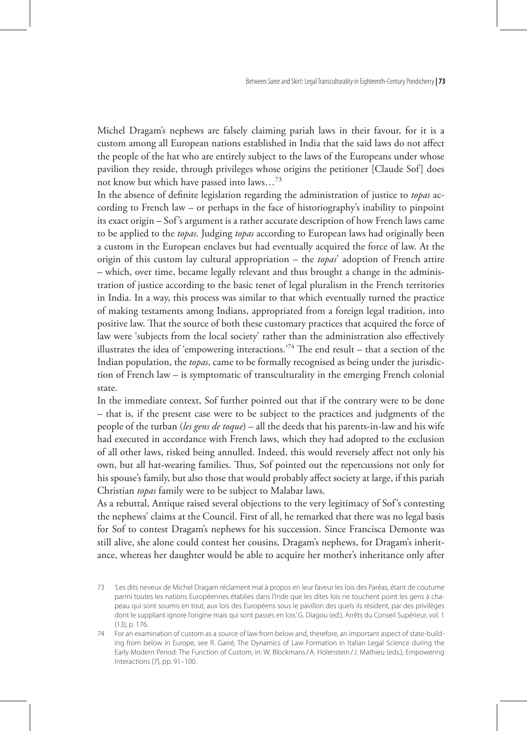Michel Dragam's nephews are falsely claiming pariah laws in their favour, for it is a custom among all European nations established in India that the said laws do not affect the people of the hat who are entirely subject to the laws of the Europeans under whose pavilion they reside, through privileges whose origins the petitioner [Claude Sof] does not know but which have passed into laws…[73]

In the absence of definite legislation regarding the administration of justice to *topas* according to French law – or perhaps in the face of historiography's inability to pinpoint its exact origin – Sof's argument is a rather accurate description of how French laws came to be applied to the *topas*. Judging *topas* according to European laws had originally been a custom in the European enclaves but had eventually acquired the force of law. At the origin of this custom lay cultural appropriation – the *topas*' adoption of French attire – which, over time, became legally relevant and thus brought a change in the administration of justice according to the basic tenet of legal pluralism in the French territories in India. In a way, this process was similar to that which eventually turned the practice of making testaments among Indians, appropriated from a foreign legal tradition, into positive law. That the source of both these customary practices that acquired the force of law were 'subjects from the local society' rather than the administration also effectively illustrates the idea of 'empowering interactions.'[74] The end result – that a section of the Indian population, the *topas*, came to be formally recognised as being under the jurisdiction of French law – is symptomatic of transculturality in the emerging French colonial state.

In the immediate context, Sof further pointed out that if the contrary were to be done – that is, if the present case were to be subject to the practices and judgments of the people of the turban (*les gens de toque*) – all the deeds that his parents-in-law and his wife had executed in accordance with French laws, which they had adopted to the exclusion of all other laws, risked being annulled. Indeed, this would reversely affect not only his own, but all hat-wearing families. Thus, Sof pointed out the repercussions not only for his spouse's family, but also those that would probably affect society at large, if this pariah Christian *topas* family were to be subject to Malabar laws.

As a rebuttal, Antique raised several objections to the very legitimacy of Sof's contesting the nephews' claims at the Council. First of all, he remarked that there was no legal basis for Sof to contest Dragam's nephews for his succession. Since Francisca Demonte was still alive, she alone could contest her cousins, Dragam's nephews, for Dragam's inheritance, whereas her daughter would be able to acquire her mother's inheritance only after

73 'Les dits neveux de Michel Dragam réclament mal à propos en leur faveur les lois des Paréas, étant de coutume parmi toutes les nations Européennes établies dans l'Inde que les dites lois ne touchent point les gens à chapeau qui sont soumis en tout, aux lois des Européens sous le pavillon des quels ils résident, par des privilèges dont le suppliant ignore l'origine mais qui sont passés en lois.' G. Diagou (ed.), Arrêts du Conseil Supérieur, vol. 1 (13), p. 176.

74 For an examination of custom as a source of law from below and, therefore, an important aspect of state-building from below in Europe, see R. Garré, The Dynamics of Law Formation in Italian Legal Science during the Early Modern Period: The Function of Custom, in: W. Blockmans / A. Holenstein / J. Mathieu (eds.), Empowering Interactions (7), pp. 91–100.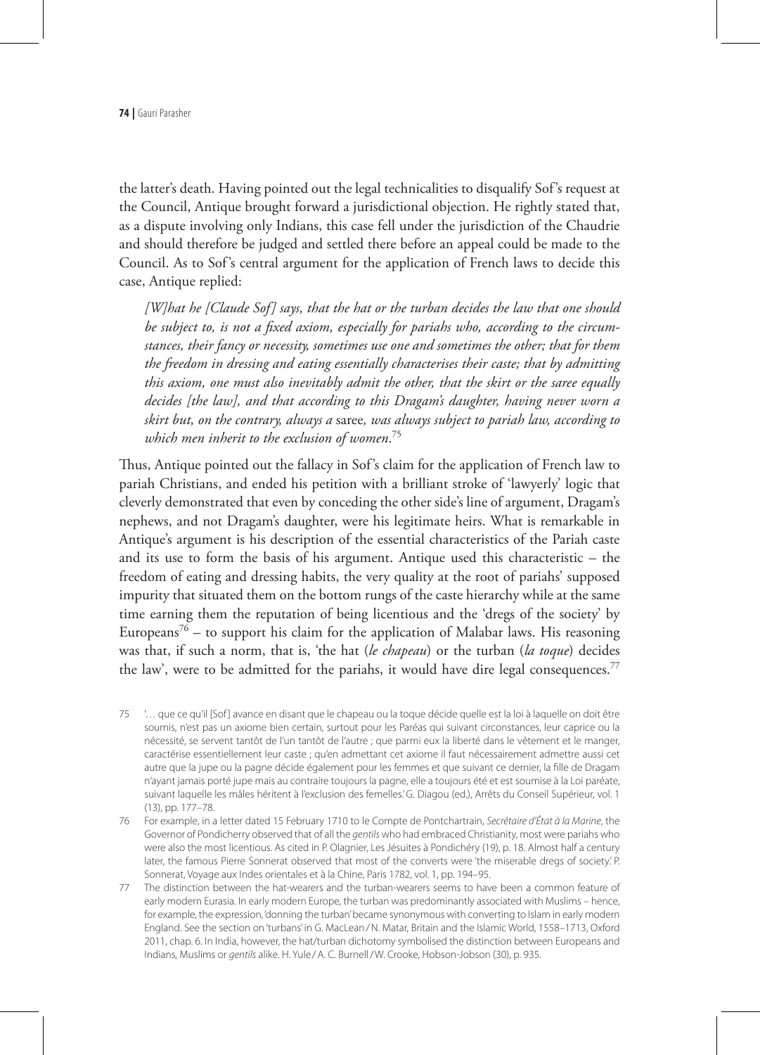the latter's death. Having pointed out the legal technicalities to disqualify Sof's request at the Council, Antique brought forward a jurisdictional objection. He rightly stated that, as a dispute involving only Indians, this case fell under the jurisdiction of the Chaudrie and should therefore be judged and settled there before an appeal could be made to the Council. As to Sof's central argument for the application of French laws to decide this case, Antique replied:

> *[W]hat he [Claude Sof] says, that the hat or the turban decides the law that one should be subject to, is not a fixed axiom, especially for pariahs who, according to the circumstances, their fancy or necessity, sometimes use one and sometimes the other; that for them the freedom in dressing and eating essentially characterises their caste; that by admitting this axiom, one must also inevitably admit the other, that the skirt or the saree equally decides [the law], and that according to this Dragam's daughter, having never worn a skirt but, on the contrary, always a* saree*, was always subject to pariah law, according to which men inherit to the exclusion of women.*[75]

Thus, Antique pointed out the fallacy in Sof's claim for the application of French law to pariah Christians, and ended his petition with a brilliant stroke of 'lawyerly' logic that cleverly demonstrated that even by conceding the other side's line of argument, Dragam's nephews, and not Dragam's daughter, were his legitimate heirs. What is remarkable in Antique's argument is his description of the essential characteristics of the Pariah caste and its use to form the basis of his argument. Antique used this characteristic – the freedom of eating and dressing habits, the very quality at the root of pariahs' supposed impurity that situated them on the bottom rungs of the caste hierarchy while at the same time earning them the reputation of being licentious and the 'dregs of the society' by Europeans[76] – to support his claim for the application of Malabar laws. His reasoning was that, if such a norm, that is, 'the hat (*le chapeau*) or the turban (*la toque*) decides the law', were to be admitted for the pariahs, it would have dire legal consequences.[77]

75 '… que ce qu'il [Sof] avance en disant que le chapeau ou la toque décide quelle est la loi à laquelle on doit être soumis, n'est pas un axiome bien certain, surtout pour les Paréas qui suivant circonstances, leur caprice ou la nécessité, se servent tantôt de l'un tantôt de l'autre ; que parmi eux la liberté dans le vêtement et le manger, caractérise essentiellement leur caste ; qu'en admettant cet axiome il faut nécessairement admettre aussi cet autre que la jupe ou la pagne décide également pour les femmes et que suivant ce dernier, la fille de Dragam n'ayant jamais porté jupe mais au contraire toujours la pagne, elle a toujours été et est soumise à la Loi paréate, suivant laquelle les mâles héritent à l'exclusion des femelles.' G. Diagou (ed.), Arrêts du Conseil Supérieur, vol. 1 (13), pp. 177–78.

76 For example, in a letter dated 15 February 1710 to le Compte de Pontchartrain, *Secrétaire d'État à la Marine*, the Governor of Pondicherry observed that of all the *gentils* who had embraced Christianity, most were pariahs who were also the most licentious. As cited in P. Olagnier, Les Jésuites à Pondichéry (19), p. 18. Almost half a century later, the famous Pierre Sonnerat observed that most of the converts were 'the miserable dregs of society.' P. Sonnerat, Voyage aux Indes orientales et à la Chine, Paris 1782, vol. 1, pp. 194–95.

77 The distinction between the hat-wearers and the turban-wearers seems to have been a common feature of early modern Eurasia. In early modern Europe, the turban was predominantly associated with Muslims – hence, for example, the expression, 'donning the turban' became synonymous with converting to Islam in early modern England. See the section on 'turbans' in G. MacLean / N. Matar, Britain and the Islamic World, 1558–1713, Oxford 2011, chap. 6. In India, however, the hat/turban dichotomy symbolised the distinction between Europeans and Indians, Muslims or *gentils* alike. H. Yule / A. C. Burnell / W. Crooke, Hobson-Jobson (30), p. 935.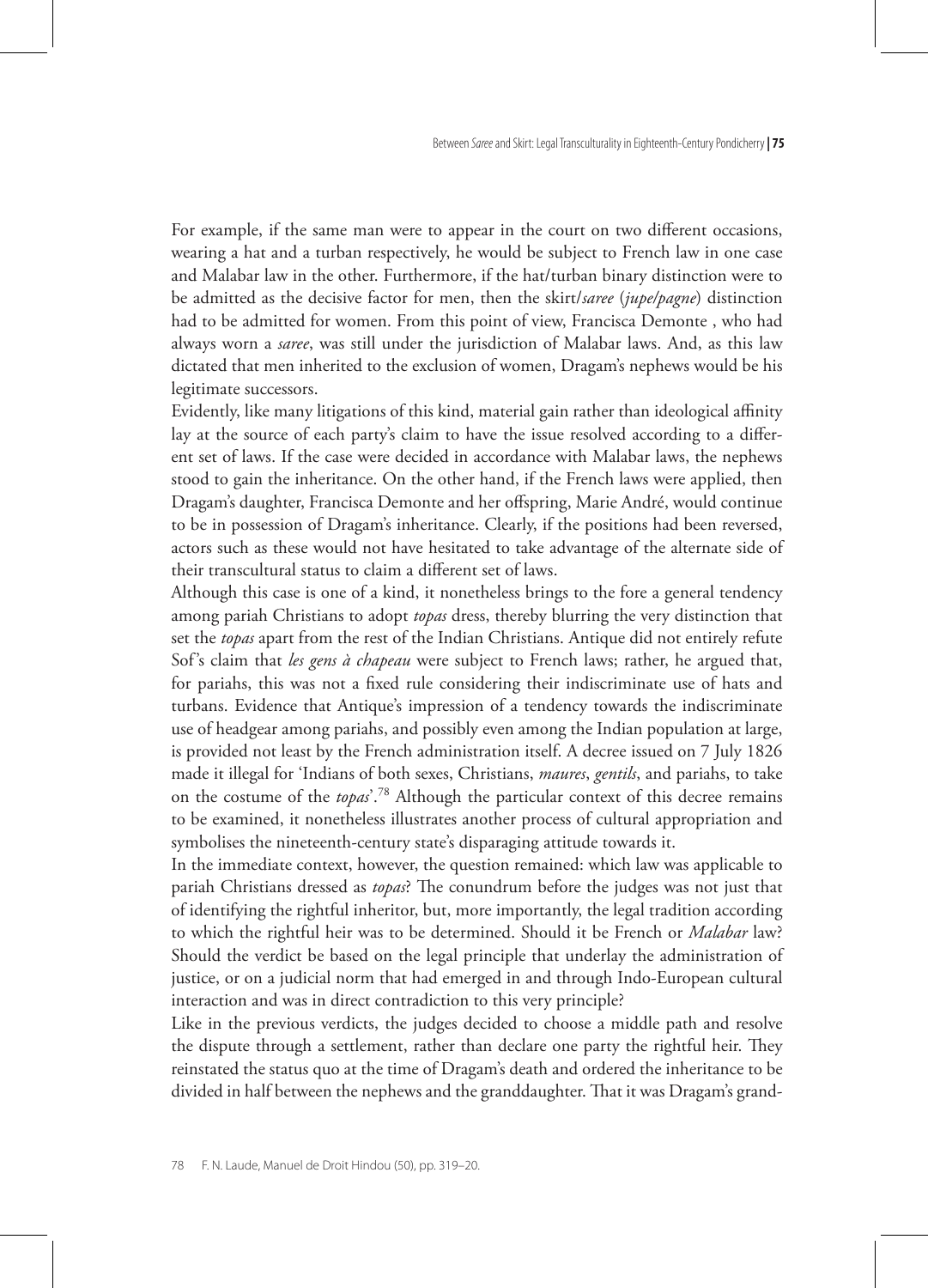For example, if the same man were to appear in the court on two different occasions, wearing a hat and a turban respectively, he would be subject to French law in one case and Malabar law in the other. Furthermore, if the hat/turban binary distinction were to be admitted as the decisive factor for men, then the skirt/*saree* (*jupe/pagne*) distinction had to be admitted for women. From this point of view, Francisca Demonte , who had always worn a *saree*, was still under the jurisdiction of Malabar laws. And, as this law dictated that men inherited to the exclusion of women, Dragam's nephews would be his legitimate successors.

Evidently, like many litigations of this kind, material gain rather than ideological affinity lay at the source of each party's claim to have the issue resolved according to a different set of laws. If the case were decided in accordance with Malabar laws, the nephews stood to gain the inheritance. On the other hand, if the French laws were applied, then Dragam's daughter, Francisca Demonte and her offspring, Marie André, would continue to be in possession of Dragam's inheritance. Clearly, if the positions had been reversed, actors such as these would not have hesitated to take advantage of the alternate side of their transcultural status to claim a different set of laws.

Although this case is one of a kind, it nonetheless brings to the fore a general tendency among pariah Christians to adopt *topas* dress, thereby blurring the very distinction that set the *topas* apart from the rest of the Indian Christians. Antique did not entirely refute Sof's claim that *les gens à chapeau* were subject to French laws; rather, he argued that, for pariahs, this was not a fixed rule considering their indiscriminate use of hats and turbans. Evidence that Antique's impression of a tendency towards the indiscriminate use of headgear among pariahs, and possibly even among the Indian population at large, is provided not least by the French administration itself. A decree issued on 7 July 1826 made it illegal for 'Indians of both sexes, Christians, *maures*, *gentils*, and pariahs, to take on the costume of the *topas*'.[78] Although the particular context of this decree remains to be examined, it nonetheless illustrates another process of cultural appropriation and symbolises the nineteenth-century state's disparaging attitude towards it.

In the immediate context, however, the question remained: which law was applicable to pariah Christians dressed as *topas*? The conundrum before the judges was not just that of identifying the rightful inheritor, but, more importantly, the legal tradition according to which the rightful heir was to be determined. Should it be French or *Malabar* law? Should the verdict be based on the legal principle that underlay the administration of justice, or on a judicial norm that had emerged in and through Indo-European cultural interaction and was in direct contradiction to this very principle?

Like in the previous verdicts, the judges decided to choose a middle path and resolve the dispute through a settlement, rather than declare one party the rightful heir. They reinstated the status quo at the time of Dragam's death and ordered the inheritance to be divided in half between the nephews and the granddaughter. That it was Dragam's grand-

78 F. N. Laude, Manuel de Droit Hindou (50), pp. 319–20.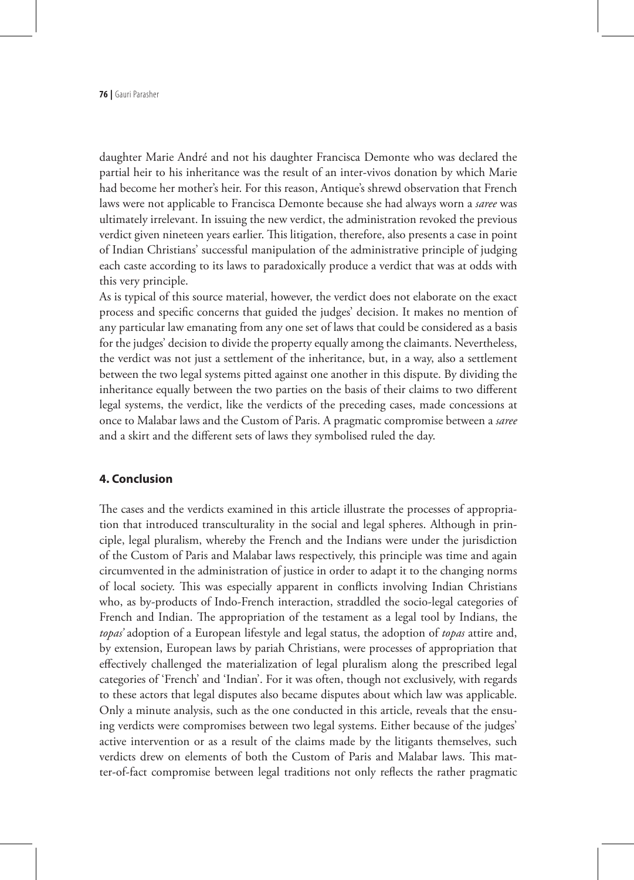daughter Marie André and not his daughter Francisca Demonte who was declared the partial heir to his inheritance was the result of an inter-vivos donation by which Marie had become her mother's heir. For this reason, Antique's shrewd observation that French laws were not applicable to Francisca Demonte because she had always worn a *saree* was ultimately irrelevant. In issuing the new verdict, the administration revoked the previous verdict given nineteen years earlier. This litigation, therefore, also presents a case in point of Indian Christians' successful manipulation of the administrative principle of judging each caste according to its laws to paradoxically produce a verdict that was at odds with this very principle.

As is typical of this source material, however, the verdict does not elaborate on the exact process and specific concerns that guided the judges' decision. It makes no mention of any particular law emanating from any one set of laws that could be considered as a basis for the judges' decision to divide the property equally among the claimants. Nevertheless, the verdict was not just a settlement of the inheritance, but, in a way, also a settlement between the two legal systems pitted against one another in this dispute. By dividing the inheritance equally between the two parties on the basis of their claims to two different legal systems, the verdict, like the verdicts of the preceding cases, made concessions at once to Malabar laws and the Custom of Paris. A pragmatic compromise between a *saree* and a skirt and the different sets of laws they symbolised ruled the day.

## 4. Conclusion

The cases and the verdicts examined in this article illustrate the processes of appropriation that introduced transculturality in the social and legal spheres. Although in principle, legal pluralism, whereby the French and the Indians were under the jurisdiction of the Custom of Paris and Malabar laws respectively, this principle was time and again circumvented in the administration of justice in order to adapt it to the changing norms of local society. This was especially apparent in conflicts involving Indian Christians who, as by-products of Indo-French interaction, straddled the socio-legal categories of French and Indian. The appropriation of the testament as a legal tool by Indians, the *topas'* adoption of a European lifestyle and legal status, the adoption of *topas* attire and, by extension, European laws by pariah Christians, were processes of appropriation that effectively challenged the materialization of legal pluralism along the prescribed legal categories of 'French' and 'Indian'. For it was often, though not exclusively, with regards to these actors that legal disputes also became disputes about which law was applicable. Only a minute analysis, such as the one conducted in this article, reveals that the ensuing verdicts were compromises between two legal systems. Either because of the judges' active intervention or as a result of the claims made by the litigants themselves, such verdicts drew on elements of both the Custom of Paris and Malabar laws. This matter-of-fact compromise between legal traditions not only reflects the rather pragmatic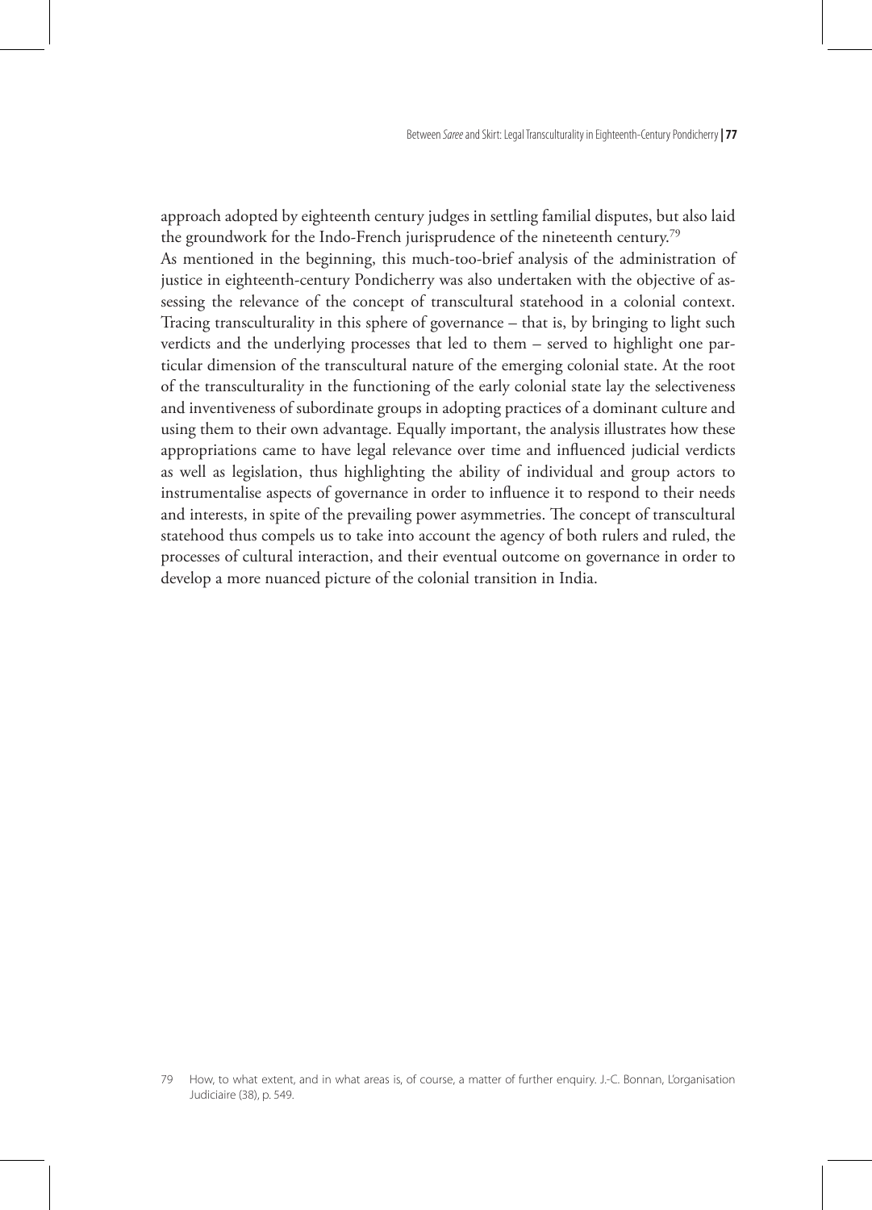approach adopted by eighteenth century judges in settling familial disputes, but also laid the groundwork for the Indo-French jurisprudence of the nineteenth century.[79]

As mentioned in the beginning, this much-too-brief analysis of the administration of justice in eighteenth-century Pondicherry was also undertaken with the objective of assessing the relevance of the concept of transcultural statehood in a colonial context. Tracing transculturality in this sphere of governance – that is, by bringing to light such verdicts and the underlying processes that led to them – served to highlight one particular dimension of the transcultural nature of the emerging colonial state. At the root of the transculturality in the functioning of the early colonial state lay the selectiveness and inventiveness of subordinate groups in adopting practices of a dominant culture and using them to their own advantage. Equally important, the analysis illustrates how these appropriations came to have legal relevance over time and influenced judicial verdicts as well as legislation, thus highlighting the ability of individual and group actors to instrumentalise aspects of governance in order to influence it to respond to their needs and interests, in spite of the prevailing power asymmetries. The concept of transcultural statehood thus compels us to take into account the agency of both rulers and ruled, the processes of cultural interaction, and their eventual outcome on governance in order to develop a more nuanced picture of the colonial transition in India.

79 How, to what extent, and in what areas is, of course, a matter of further enquiry. J.-C. Bonnan, L'organisation Judiciaire (38), p. 549.